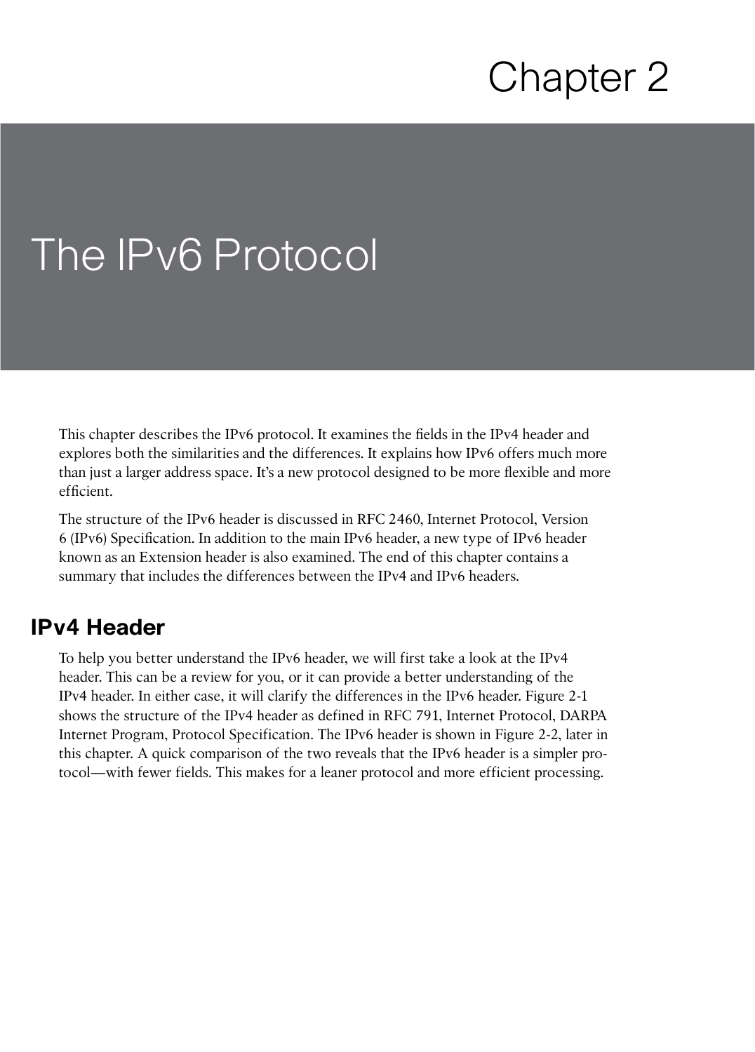# Chapter 2

# The IPv6 Protocol

This chapter describes the IPv6 protocol. It examines the fields in the IPv4 header and explores both the similarities and the differences. It explains how IPv6 offers much more than just a larger address space. It's a new protocol designed to be more flexible and more efficient.

The structure of the IPv6 header is discussed in RFC 2460, Internet Protocol, Version 6 (IPv6) Specification. In addition to the main IPv6 header, a new type of IPv6 header known as an Extension header is also examined. The end of this chapter contains a summary that includes the differences between the IPv4 and IPv6 headers.

## IPv4 Header

To help you better understand the IPv6 header, we will first take a look at the IPv4 header. This can be a review for you, or it can provide a better understanding of the IPv4 header. In either case, it will clarify the differences in the IPv6 header. Figure 2-1 shows the structure of the IPv4 header as defined in RFC 791, Internet Protocol, DARPA Internet Program, Protocol Specification. The IPv6 header is shown in Figure 2-2, later in this chapter. A quick comparison of the two reveals that the IPv6 header is a simpler protocol—with fewer fields. This makes for a leaner protocol and more efficient processing.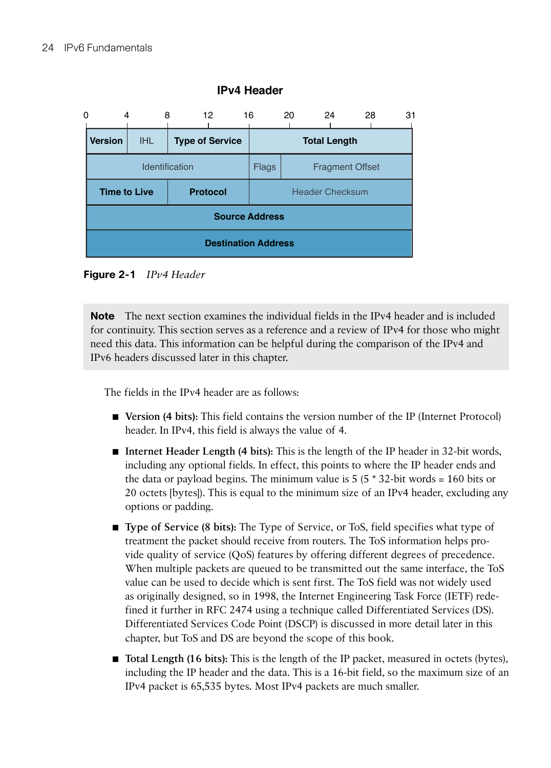**IPv4 Header**

| 0–3 | 4–7 | 8–15 | 16–18 | 19–31 |
|---|---|---|---|---|
| **Version** | IHL | **Type of Service** | **Total Length** | |
| Identification | | | Flags | Fragment Offset |
| **Time to Live** | | **Protocol** | Header Checksum | |
| **Source Address** | | | | |
| **Destination Address** | | | | |

**Figure 2-1** *IPv4 Header*

> **Note** The next section examines the individual fields in the IPv4 header and is included for continuity. This section serves as a reference and a review of IPv4 for those who might need this data. This information can be helpful during the comparison of the IPv4 and IPv6 headers discussed later in this chapter.

The fields in the IPv4 header are as follows:

- **Version (4 bits):** This field contains the version number of the IP (Internet Protocol) header. In IPv4, this field is always the value of 4.
- **Internet Header Length (4 bits):** This is the length of the IP header in 32-bit words, including any optional fields. In effect, this points to where the IP header ends and the data or payload begins. The minimum value is 5 (5 * 32-bit words = 160 bits or 20 octets [bytes]). This is equal to the minimum size of an IPv4 header, excluding any options or padding.
- **Type of Service (8 bits):** The Type of Service, or ToS, field specifies what type of treatment the packet should receive from routers. The ToS information helps provide quality of service (QoS) features by offering different degrees of precedence. When multiple packets are queued to be transmitted out the same interface, the ToS value can be used to decide which is sent first. The ToS field was not widely used as originally designed, so in 1998, the Internet Engineering Task Force (IETF) redefined it further in RFC 2474 using a technique called Differentiated Services (DS). Differentiated Services Code Point (DSCP) is discussed in more detail later in this chapter, but ToS and DS are beyond the scope of this book.
- **Total Length (16 bits):** This is the length of the IP packet, measured in octets (bytes), including the IP header and the data. This is a 16-bit field, so the maximum size of an IPv4 packet is 65,535 bytes. Most IPv4 packets are much smaller.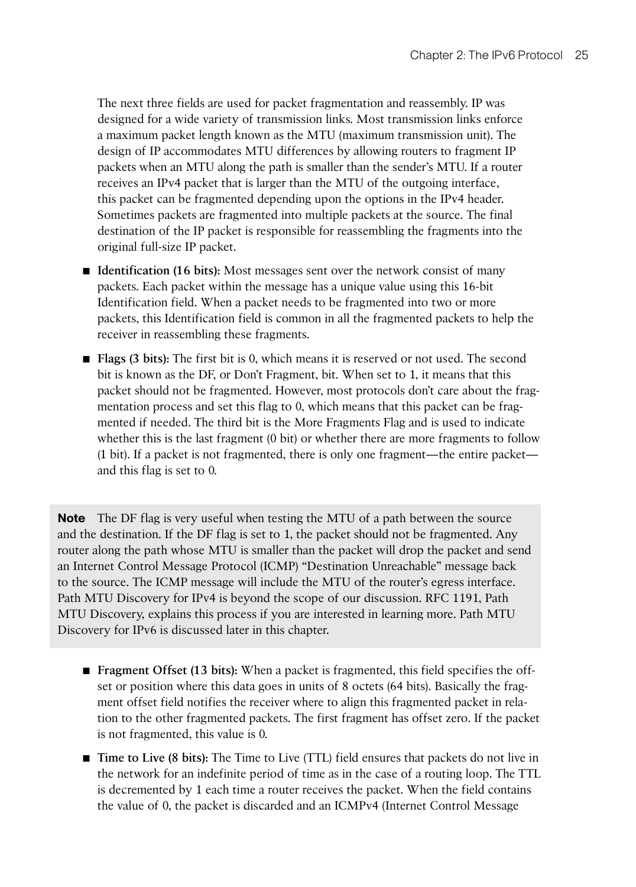The next three fields are used for packet fragmentation and reassembly. IP was designed for a wide variety of transmission links. Most transmission links enforce a maximum packet length known as the MTU (maximum transmission unit). The design of IP accommodates MTU differences by allowing routers to fragment IP packets when an MTU along the path is smaller than the sender's MTU. If a router receives an IPv4 packet that is larger than the MTU of the outgoing interface, this packet can be fragmented depending upon the options in the IPv4 header. Sometimes packets are fragmented into multiple packets at the source. The final destination of the IP packet is responsible for reassembling the fragments into the original full-size IP packet.

- **Identification (16 bits):** Most messages sent over the network consist of many packets. Each packet within the message has a unique value using this 16-bit Identification field. When a packet needs to be fragmented into two or more packets, this Identification field is common in all the fragmented packets to help the receiver in reassembling these fragments.
- **Flags (3 bits):** The first bit is 0, which means it is reserved or not used. The second bit is known as the DF, or Don't Fragment, bit. When set to 1, it means that this packet should not be fragmented. However, most protocols don't care about the fragmentation process and set this flag to 0, which means that this packet can be fragmented if needed. The third bit is the More Fragments Flag and is used to indicate whether this is the last fragment (0 bit) or whether there are more fragments to follow (1 bit). If a packet is not fragmented, there is only one fragment—the entire packet—and this flag is set to 0.

**Note** The DF flag is very useful when testing the MTU of a path between the source and the destination. If the DF flag is set to 1, the packet should not be fragmented. Any router along the path whose MTU is smaller than the packet will drop the packet and send an Internet Control Message Protocol (ICMP) "Destination Unreachable" message back to the source. The ICMP message will include the MTU of the router's egress interface. Path MTU Discovery for IPv4 is beyond the scope of our discussion. RFC 1191, Path MTU Discovery, explains this process if you are interested in learning more. Path MTU Discovery for IPv6 is discussed later in this chapter.

- **Fragment Offset (13 bits):** When a packet is fragmented, this field specifies the offset or position where this data goes in units of 8 octets (64 bits). Basically the fragment offset field notifies the receiver where to align this fragmented packet in relation to the other fragmented packets. The first fragment has offset zero. If the packet is not fragmented, this value is 0.
- **Time to Live (8 bits):** The Time to Live (TTL) field ensures that packets do not live in the network for an indefinite period of time as in the case of a routing loop. The TTL is decremented by 1 each time a router receives the packet. When the field contains the value of 0, the packet is discarded and an ICMPv4 (Internet Control Message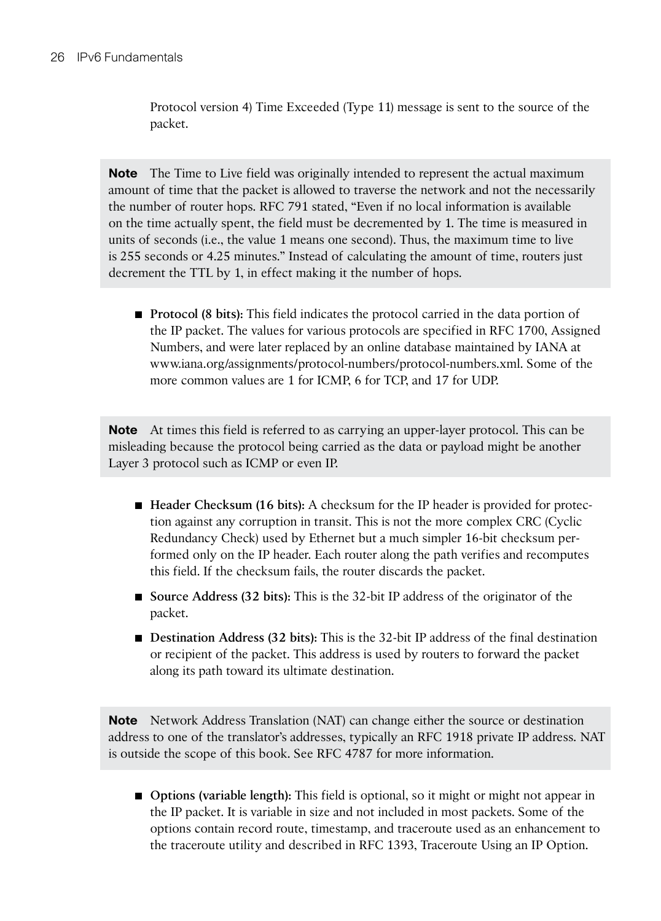Protocol version 4) Time Exceeded (Type 11) message is sent to the source of the packet.

> **Note** The Time to Live field was originally intended to represent the actual maximum amount of time that the packet is allowed to traverse the network and not the necessarily the number of router hops. RFC 791 stated, "Even if no local information is available on the time actually spent, the field must be decremented by 1. The time is measured in units of seconds (i.e., the value 1 means one second). Thus, the maximum time to live is 255 seconds or 4.25 minutes." Instead of calculating the amount of time, routers just decrement the TTL by 1, in effect making it the number of hops.

- **Protocol (8 bits):** This field indicates the protocol carried in the data portion of the IP packet. The values for various protocols are specified in RFC 1700, Assigned Numbers, and were later replaced by an online database maintained by IANA at www.iana.org/assignments/protocol-numbers/protocol-numbers.xml. Some of the more common values are 1 for ICMP, 6 for TCP, and 17 for UDP.

> **Note** At times this field is referred to as carrying an upper-layer protocol. This can be misleading because the protocol being carried as the data or payload might be another Layer 3 protocol such as ICMP or even IP.

- **Header Checksum (16 bits):** A checksum for the IP header is provided for protection against any corruption in transit. This is not the more complex CRC (Cyclic Redundancy Check) used by Ethernet but a much simpler 16-bit checksum performed only on the IP header. Each router along the path verifies and recomputes this field. If the checksum fails, the router discards the packet.
- **Source Address (32 bits):** This is the 32-bit IP address of the originator of the packet.
- **Destination Address (32 bits):** This is the 32-bit IP address of the final destination or recipient of the packet. This address is used by routers to forward the packet along its path toward its ultimate destination.

> **Note** Network Address Translation (NAT) can change either the source or destination address to one of the translator's addresses, typically an RFC 1918 private IP address. NAT is outside the scope of this book. See RFC 4787 for more information.

- **Options (variable length):** This field is optional, so it might or might not appear in the IP packet. It is variable in size and not included in most packets. Some of the options contain record route, timestamp, and traceroute used as an enhancement to the traceroute utility and described in RFC 1393, Traceroute Using an IP Option.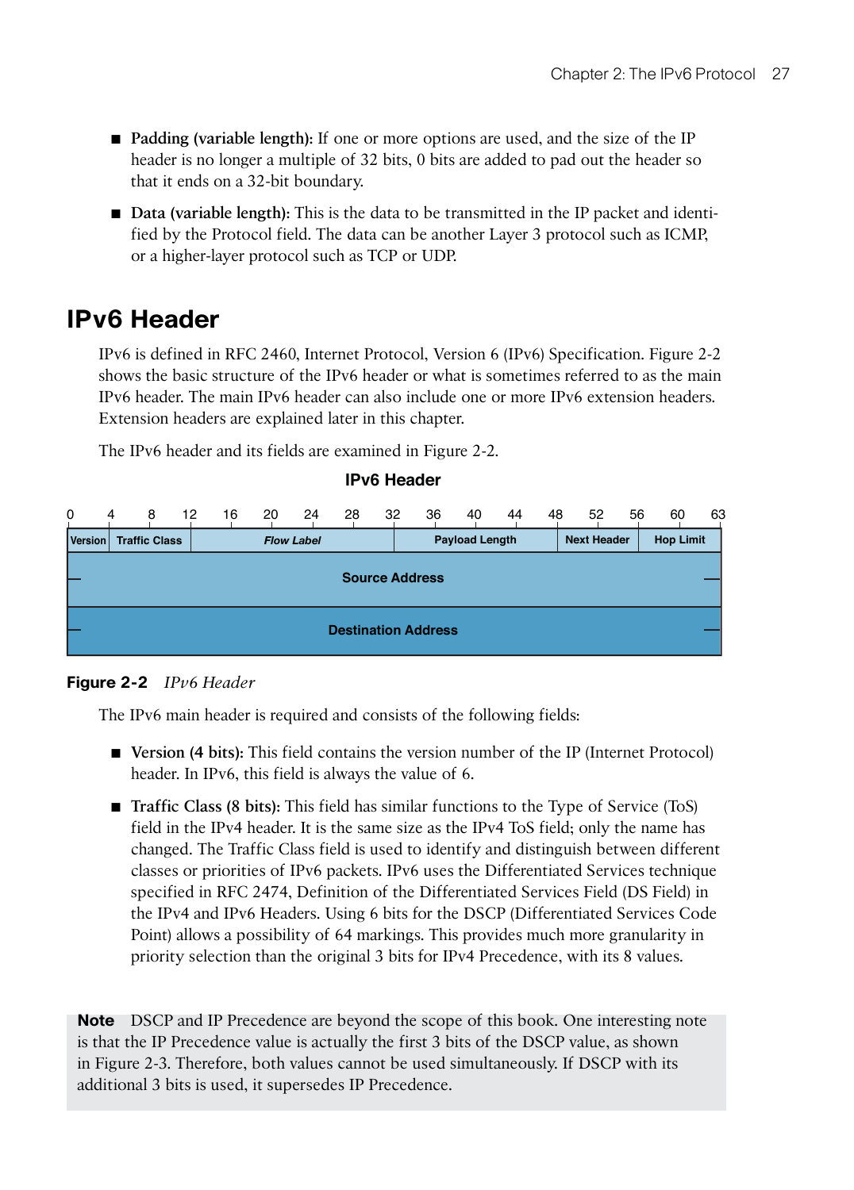- **Padding (variable length):** If one or more options are used, and the size of the IP header is no longer a multiple of 32 bits, 0 bits are added to pad out the header so that it ends on a 32-bit boundary.
- **Data (variable length):** This is the data to be transmitted in the IP packet and identified by the Protocol field. The data can be another Layer 3 protocol such as ICMP, or a higher-layer protocol such as TCP or UDP.

## IPv6 Header

IPv6 is defined in RFC 2460, Internet Protocol, Version 6 (IPv6) Specification. Figure 2-2 shows the basic structure of the IPv6 header or what is sometimes referred to as the main IPv6 header. The main IPv6 header can also include one or more IPv6 extension headers. Extension headers are explained later in this chapter.

The IPv6 header and its fields are examined in Figure 2-2.

**IPv6 Header**

| 0–3 | 4–11 | 12–31 | 32–47 | 48–55 | 56–63 |
|---|---|---|---|---|---|
| Version | Traffic Class | *Flow Label* | Payload Length | Next Header | Hop Limit |
| Source Address | | | | | |
| Destination Address | | | | | |

**Figure 2-2** *IPv6 Header*

The IPv6 main header is required and consists of the following fields:

- **Version (4 bits):** This field contains the version number of the IP (Internet Protocol) header. In IPv6, this field is always the value of 6.
- **Traffic Class (8 bits):** This field has similar functions to the Type of Service (ToS) field in the IPv4 header. It is the same size as the IPv4 ToS field; only the name has changed. The Traffic Class field is used to identify and distinguish between different classes or priorities of IPv6 packets. IPv6 uses the Differentiated Services technique specified in RFC 2474, Definition of the Differentiated Services Field (DS Field) in the IPv4 and IPv6 Headers. Using 6 bits for the DSCP (Differentiated Services Code Point) allows a possibility of 64 markings. This provides much more granularity in priority selection than the original 3 bits for IPv4 Precedence, with its 8 values.

> **Note** DSCP and IP Precedence are beyond the scope of this book. One interesting note is that the IP Precedence value is actually the first 3 bits of the DSCP value, as shown in Figure 2-3. Therefore, both values cannot be used simultaneously. If DSCP with its additional 3 bits is used, it supersedes IP Precedence.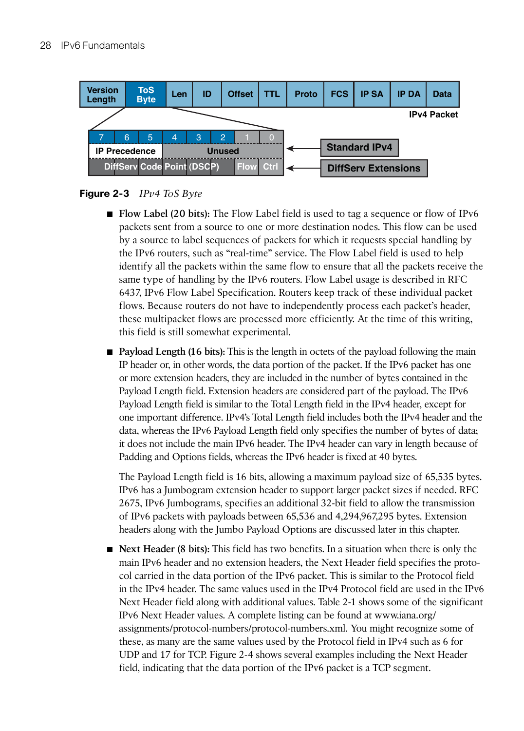**Figure 2-3** *IPv4 ToS Byte*

- **Flow Label (20 bits):** The Flow Label field is used to tag a sequence or flow of IPv6 packets sent from a source to one or more destination nodes. This flow can be used by a source to label sequences of packets for which it requests special handling by the IPv6 routers, such as "real-time" service. The Flow Label field is used to help identify all the packets within the same flow to ensure that all the packets receive the same type of handling by the IPv6 routers. Flow Label usage is described in RFC 6437, IPv6 Flow Label Specification. Routers keep track of these individual packet flows. Because routers do not have to independently process each packet's header, these multipacket flows are processed more efficiently. At the time of this writing, this field is still somewhat experimental.

- **Payload Length (16 bits):** This is the length in octets of the payload following the main IP header or, in other words, the data portion of the packet. If the IPv6 packet has one or more extension headers, they are included in the number of bytes contained in the Payload Length field. Extension headers are considered part of the payload. The IPv6 Payload Length field is similar to the Total Length field in the IPv4 header, except for one important difference. IPv4's Total Length field includes both the IPv4 header and the data, whereas the IPv6 Payload Length field only specifies the number of bytes of data; it does not include the main IPv6 header. The IPv4 header can vary in length because of Padding and Options fields, whereas the IPv6 header is fixed at 40 bytes.

  The Payload Length field is 16 bits, allowing a maximum payload size of 65,535 bytes. IPv6 has a Jumbogram extension header to support larger packet sizes if needed. RFC 2675, IPv6 Jumbograms, specifies an additional 32-bit field to allow the transmission of IPv6 packets with payloads between 65,536 and 4,294,967,295 bytes. Extension headers along with the Jumbo Payload Options are discussed later in this chapter.

- **Next Header (8 bits):** This field has two benefits. In a situation when there is only the main IPv6 header and no extension headers, the Next Header field specifies the protocol carried in the data portion of the IPv6 packet. This is similar to the Protocol field in the IPv4 header. The same values used in the IPv4 Protocol field are used in the IPv6 Next Header field along with additional values. Table 2-1 shows some of the significant IPv6 Next Header values. A complete listing can be found at www.iana.org/assignments/protocol-numbers/protocol-numbers.xml. You might recognize some of these, as many are the same values used by the Protocol field in IPv4 such as 6 for UDP and 17 for TCP. Figure 2-4 shows several examples including the Next Header field, indicating that the data portion of the IPv6 packet is a TCP segment.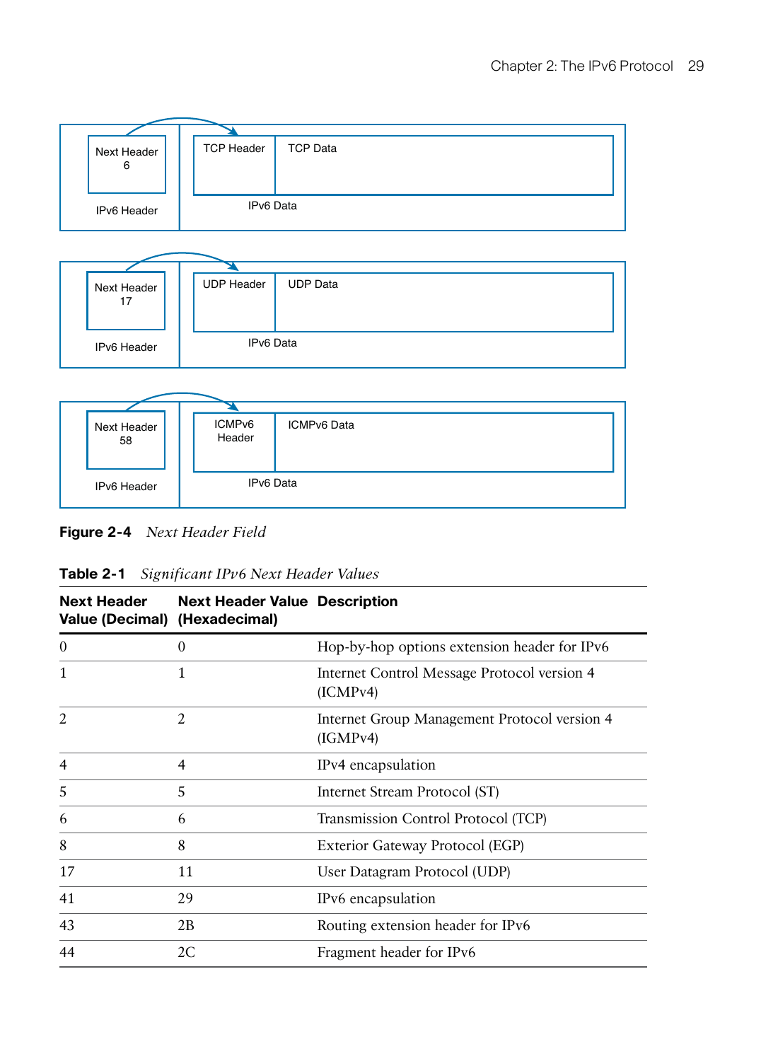Next Header 6

IPv6 Header

TCP Header | TCP Data

IPv6 Data

Next Header 17

IPv6 Header

UDP Header | UDP Data

IPv6 Data

Next Header 58

IPv6 Header

ICMPv6 Header | ICMPv6 Data

IPv6 Data

**Figure 2-4** *Next Header Field*

**Table 2-1** *Significant IPv6 Next Header Values*

| Next Header Value (Decimal) | Next Header Value (Hexadecimal) | Description |
|---|---|---|
| 0 | 0 | Hop-by-hop options extension header for IPv6 |
| 1 | 1 | Internet Control Message Protocol version 4 (ICMPv4) |
| 2 | 2 | Internet Group Management Protocol version 4 (IGMPv4) |
| 4 | 4 | IPv4 encapsulation |
| 5 | 5 | Internet Stream Protocol (ST) |
| 6 | 6 | Transmission Control Protocol (TCP) |
| 8 | 8 | Exterior Gateway Protocol (EGP) |
| 17 | 11 | User Datagram Protocol (UDP) |
| 41 | 29 | IPv6 encapsulation |
| 43 | 2B | Routing extension header for IPv6 |
| 44 | 2C | Fragment header for IPv6 |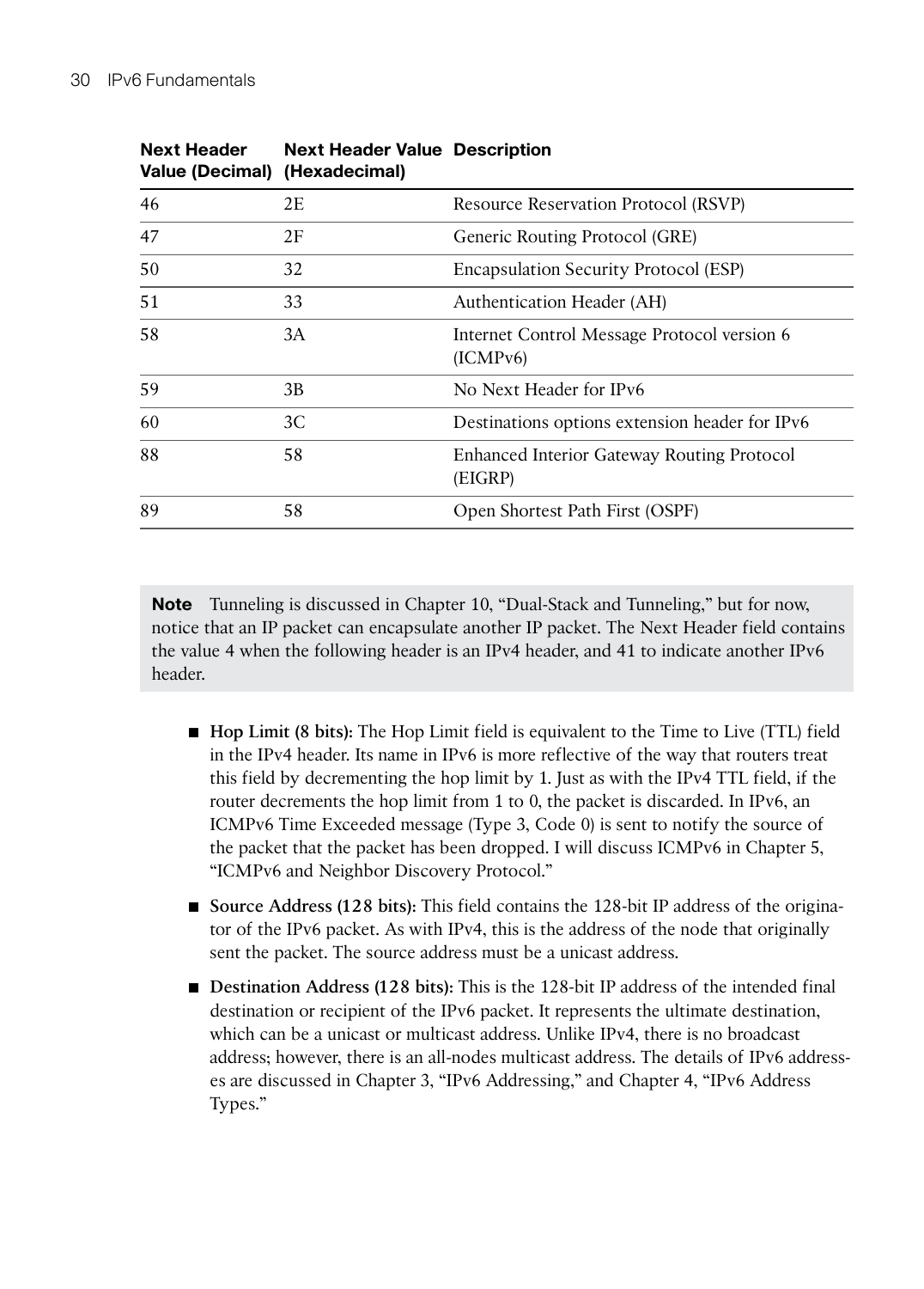| Next Header Value (Decimal) | Next Header Value (Hexadecimal) | Description |
|---|---|---|
| 46 | 2E | Resource Reservation Protocol (RSVP) |
| 47 | 2F | Generic Routing Protocol (GRE) |
| 50 | 32 | Encapsulation Security Protocol (ESP) |
| 51 | 33 | Authentication Header (AH) |
| 58 | 3A | Internet Control Message Protocol version 6 (ICMPv6) |
| 59 | 3B | No Next Header for IPv6 |
| 60 | 3C | Destinations options extension header for IPv6 |
| 88 | 58 | Enhanced Interior Gateway Routing Protocol (EIGRP) |
| 89 | 58 | Open Shortest Path First (OSPF) |

> **Note** Tunneling is discussed in Chapter 10, "Dual-Stack and Tunneling," but for now, notice that an IP packet can encapsulate another IP packet. The Next Header field contains the value 4 when the following header is an IPv4 header, and 41 to indicate another IPv6 header.

- **Hop Limit (8 bits):** The Hop Limit field is equivalent to the Time to Live (TTL) field in the IPv4 header. Its name in IPv6 is more reflective of the way that routers treat this field by decrementing the hop limit by 1. Just as with the IPv4 TTL field, if the router decrements the hop limit from 1 to 0, the packet is discarded. In IPv6, an ICMPv6 Time Exceeded message (Type 3, Code 0) is sent to notify the source of the packet that the packet has been dropped. I will discuss ICMPv6 in Chapter 5, "ICMPv6 and Neighbor Discovery Protocol."
- **Source Address (128 bits):** This field contains the 128-bit IP address of the originator of the IPv6 packet. As with IPv4, this is the address of the node that originally sent the packet. The source address must be a unicast address.
- **Destination Address (128 bits):** This is the 128-bit IP address of the intended final destination or recipient of the IPv6 packet. It represents the ultimate destination, which can be a unicast or multicast address. Unlike IPv4, there is no broadcast address; however, there is an all-nodes multicast address. The details of IPv6 addresses are discussed in Chapter 3, "IPv6 Addressing," and Chapter 4, "IPv6 Address Types."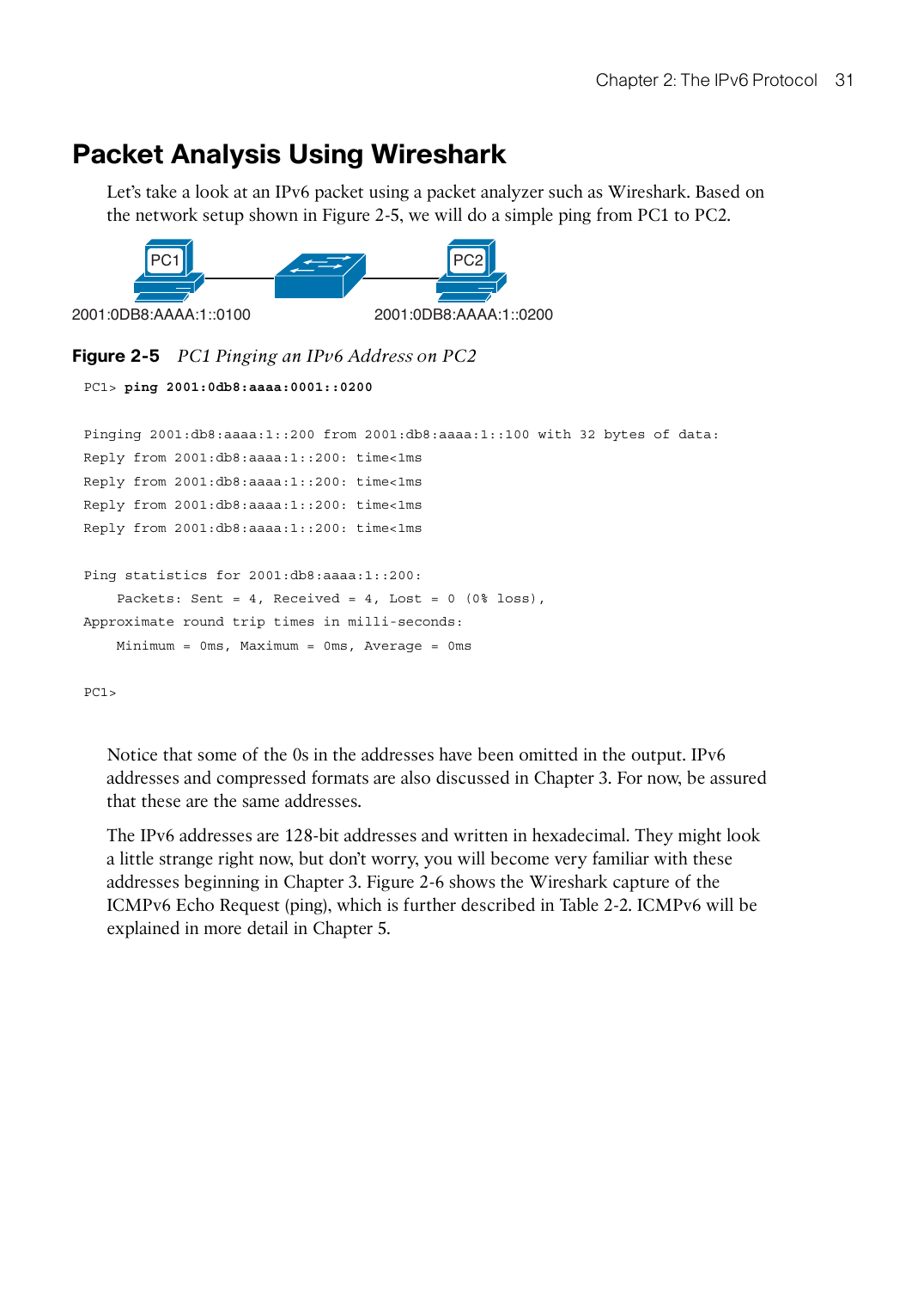## Packet Analysis Using Wireshark

Let's take a look at an IPv6 packet using a packet analyzer such as Wireshark. Based on the network setup shown in Figure 2-5, we will do a simple ping from PC1 to PC2.

PC1 2001:0DB8:AAAA:1::0100 — PC2 2001:0DB8:AAAA:1::0200

**Figure 2-5** *PC1 Pinging an IPv6 Address on PC2*

```
PC1> ping 2001:0db8:aaaa:0001::0200

Pinging 2001:db8:aaaa:1::200 from 2001:db8:aaaa:1::100 with 32 bytes of data:
Reply from 2001:db8:aaaa:1::200: time<1ms
Reply from 2001:db8:aaaa:1::200: time<1ms
Reply from 2001:db8:aaaa:1::200: time<1ms
Reply from 2001:db8:aaaa:1::200: time<1ms

Ping statistics for 2001:db8:aaaa:1::200:
    Packets: Sent = 4, Received = 4, Lost = 0 (0% loss),
Approximate round trip times in milli-seconds:
    Minimum = 0ms, Maximum = 0ms, Average = 0ms

PC1>
```

Notice that some of the 0s in the addresses have been omitted in the output. IPv6 addresses and compressed formats are also discussed in Chapter 3. For now, be assured that these are the same addresses.

The IPv6 addresses are 128-bit addresses and written in hexadecimal. They might look a little strange right now, but don't worry, you will become very familiar with these addresses beginning in Chapter 3. Figure 2-6 shows the Wireshark capture of the ICMPv6 Echo Request (ping), which is further described in Table 2-2. ICMPv6 will be explained in more detail in Chapter 5.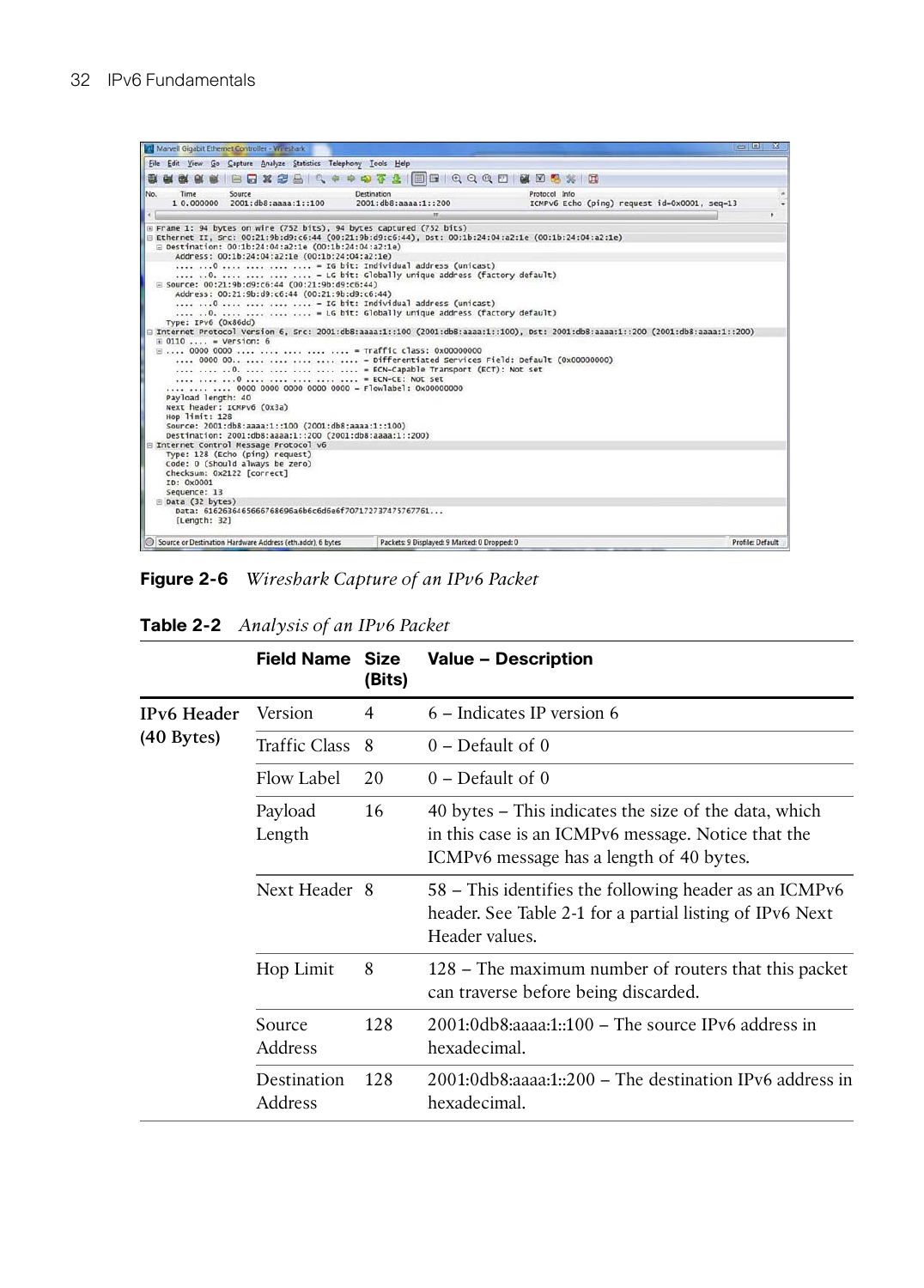**Figure 2-6** *Wireshark Capture of an IPv6 Packet*

**Table 2-2** *Analysis of an IPv6 Packet*

| | Field Name | Size (Bits) | Value – Description |
|---|---|---|---|
| **IPv6 Header (40 Bytes)** | Version | 4 | 6 – Indicates IP version 6 |
| | Traffic Class | 8 | 0 – Default of 0 |
| | Flow Label | 20 | 0 – Default of 0 |
| | Payload Length | 16 | 40 bytes – This indicates the size of the data, which in this case is an ICMPv6 message. Notice that the ICMPv6 message has a length of 40 bytes. |
| | Next Header | 8 | 58 – This identifies the following header as an ICMPv6 header. See Table 2-1 for a partial listing of IPv6 Next Header values. |
| | Hop Limit | 8 | 128 – The maximum number of routers that this packet can traverse before being discarded. |
| | Source Address | 128 | 2001:0db8:aaaa:1::100 – The source IPv6 address in hexadecimal. |
| | Destination Address | 128 | 2001:0db8:aaaa:1::200 – The destination IPv6 address in hexadecimal. |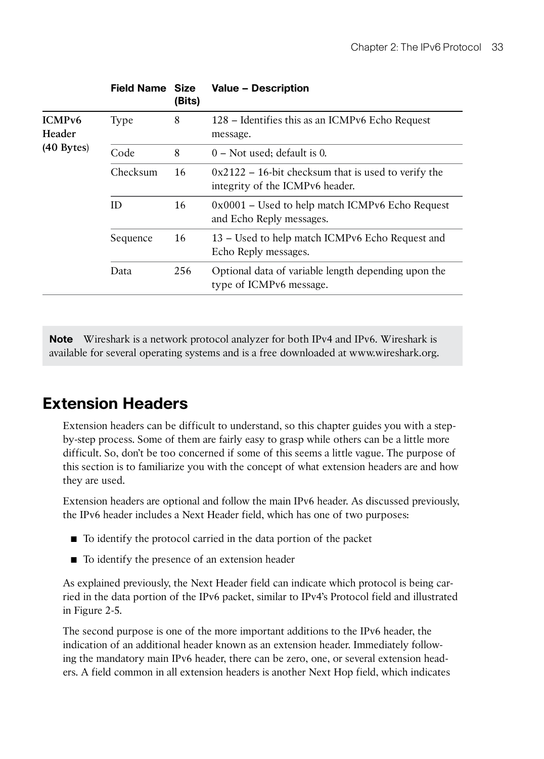| | Field Name | Size (Bits) | Value – Description |
|---|---|---|---|
| **ICMPv6 Header (40 Bytes)** | Type | 8 | 128 – Identifies this as an ICMPv6 Echo Request message. |
| | Code | 8 | 0 – Not used; default is 0. |
| | Checksum | 16 | 0x2122 – 16-bit checksum that is used to verify the integrity of the ICMPv6 header. |
| | ID | 16 | 0x0001 – Used to help match ICMPv6 Echo Request and Echo Reply messages. |
| | Sequence | 16 | 13 – Used to help match ICMPv6 Echo Request and Echo Reply messages. |
| | Data | 256 | Optional data of variable length depending upon the type of ICMPv6 message. |

> **Note** Wireshark is a network protocol analyzer for both IPv4 and IPv6. Wireshark is available for several operating systems and is a free downloaded at www.wireshark.org.

## Extension Headers

Extension headers can be difficult to understand, so this chapter guides you with a step-by-step process. Some of them are fairly easy to grasp while others can be a little more difficult. So, don't be too concerned if some of this seems a little vague. The purpose of this section is to familiarize you with the concept of what extension headers are and how they are used.

Extension headers are optional and follow the main IPv6 header. As discussed previously, the IPv6 header includes a Next Header field, which has one of two purposes:

- To identify the protocol carried in the data portion of the packet
- To identify the presence of an extension header

As explained previously, the Next Header field can indicate which protocol is being carried in the data portion of the IPv6 packet, similar to IPv4's Protocol field and illustrated in Figure 2-5.

The second purpose is one of the more important additions to the IPv6 header, the indication of an additional header known as an extension header. Immediately following the mandatory main IPv6 header, there can be zero, one, or several extension headers. A field common in all extension headers is another Next Hop field, which indicates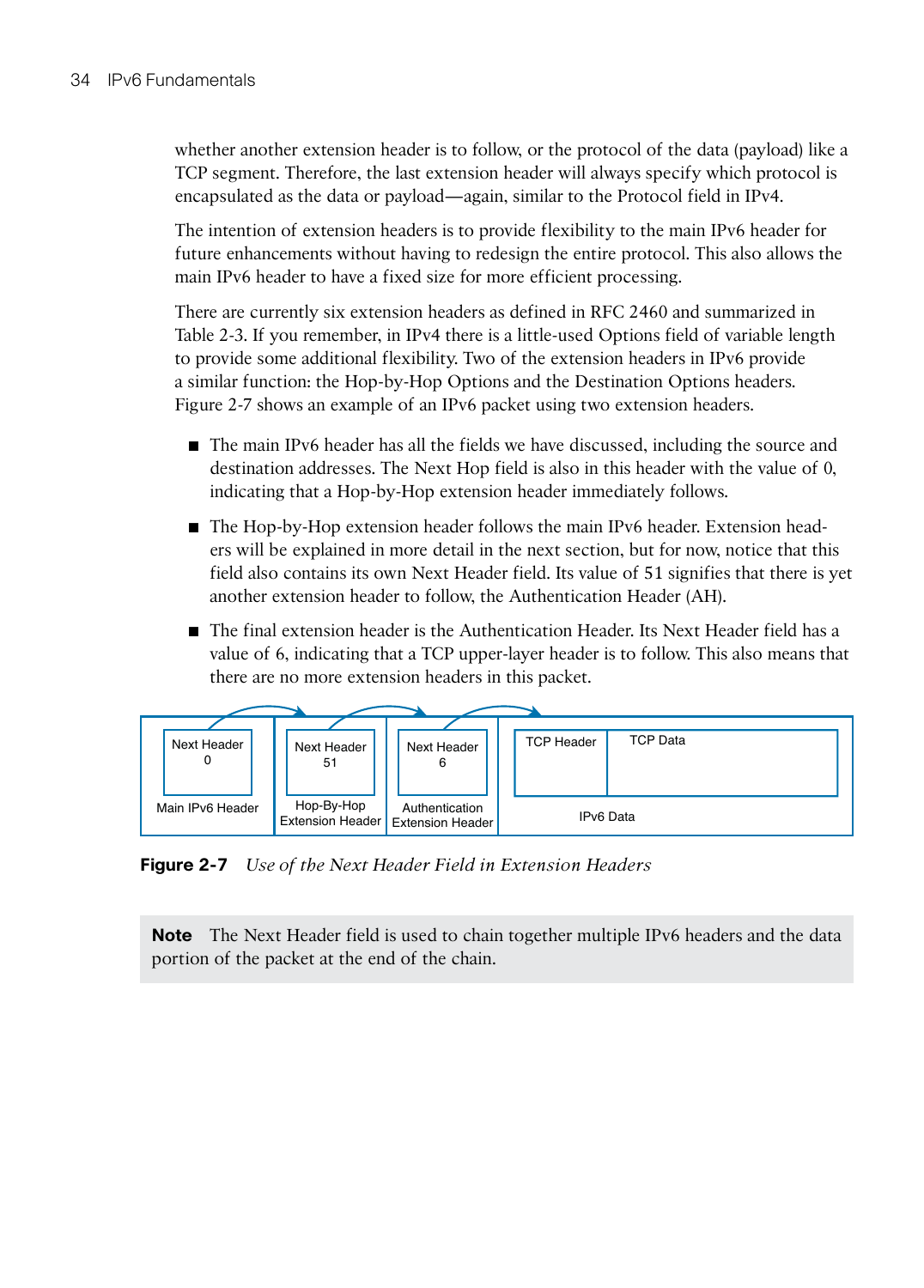whether another extension header is to follow, or the protocol of the data (payload) like a TCP segment. Therefore, the last extension header will always specify which protocol is encapsulated as the data or payload—again, similar to the Protocol field in IPv4.

The intention of extension headers is to provide flexibility to the main IPv6 header for future enhancements without having to redesign the entire protocol. This also allows the main IPv6 header to have a fixed size for more efficient processing.

There are currently six extension headers as defined in RFC 2460 and summarized in Table 2-3. If you remember, in IPv4 there is a little-used Options field of variable length to provide some additional flexibility. Two of the extension headers in IPv6 provide a similar function: the Hop-by-Hop Options and the Destination Options headers. Figure 2-7 shows an example of an IPv6 packet using two extension headers.

- The main IPv6 header has all the fields we have discussed, including the source and destination addresses. The Next Hop field is also in this header with the value of 0, indicating that a Hop-by-Hop extension header immediately follows.
- The Hop-by-Hop extension header follows the main IPv6 header. Extension headers will be explained in more detail in the next section, but for now, notice that this field also contains its own Next Header field. Its value of 51 signifies that there is yet another extension header to follow, the Authentication Header (AH).
- The final extension header is the Authentication Header. Its Next Header field has a value of 6, indicating that a TCP upper-layer header is to follow. This also means that there are no more extension headers in this packet.

| Main IPv6 Header | Hop-By-Hop Extension Header | Authentication Extension Header | IPv6 Data | |
|---|---|---|---|---|
| Next Header 0 | Next Header 51 | Next Header 6 | TCP Header | TCP Data |

**Figure 2-7** *Use of the Next Header Field in Extension Headers*

> **Note** The Next Header field is used to chain together multiple IPv6 headers and the data portion of the packet at the end of the chain.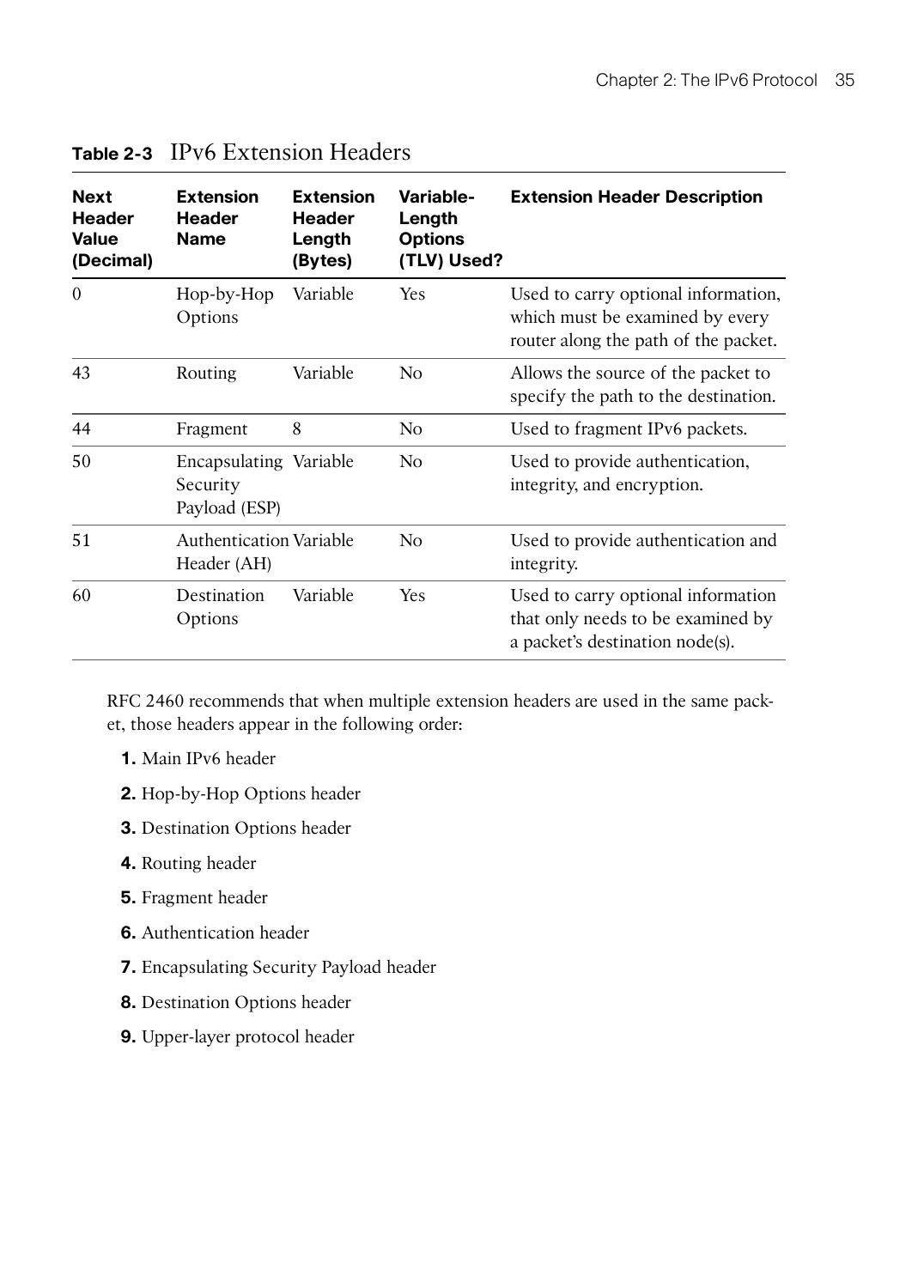**Table 2-3** IPv6 Extension Headers

| Next Header Value (Decimal) | Extension Header Name | Extension Header Length (Bytes) | Variable-Length Options (TLV) Used? | Extension Header Description |
|---|---|---|---|---|
| 0 | Hop-by-Hop Options | Variable | Yes | Used to carry optional information, which must be examined by every router along the path of the packet. |
| 43 | Routing | Variable | No | Allows the source of the packet to specify the path to the destination. |
| 44 | Fragment | 8 | No | Used to fragment IPv6 packets. |
| 50 | Encapsulating Security Payload (ESP) | Variable | No | Used to provide authentication, integrity, and encryption. |
| 51 | Authentication Header (AH) | Variable | No | Used to provide authentication and integrity. |
| 60 | Destination Options | Variable | Yes | Used to carry optional information that only needs to be examined by a packet's destination node(s). |

RFC 2460 recommends that when multiple extension headers are used in the same packet, those headers appear in the following order:

1. Main IPv6 header
2. Hop-by-Hop Options header
3. Destination Options header
4. Routing header
5. Fragment header
6. Authentication header
7. Encapsulating Security Payload header
8. Destination Options header
9. Upper-layer protocol header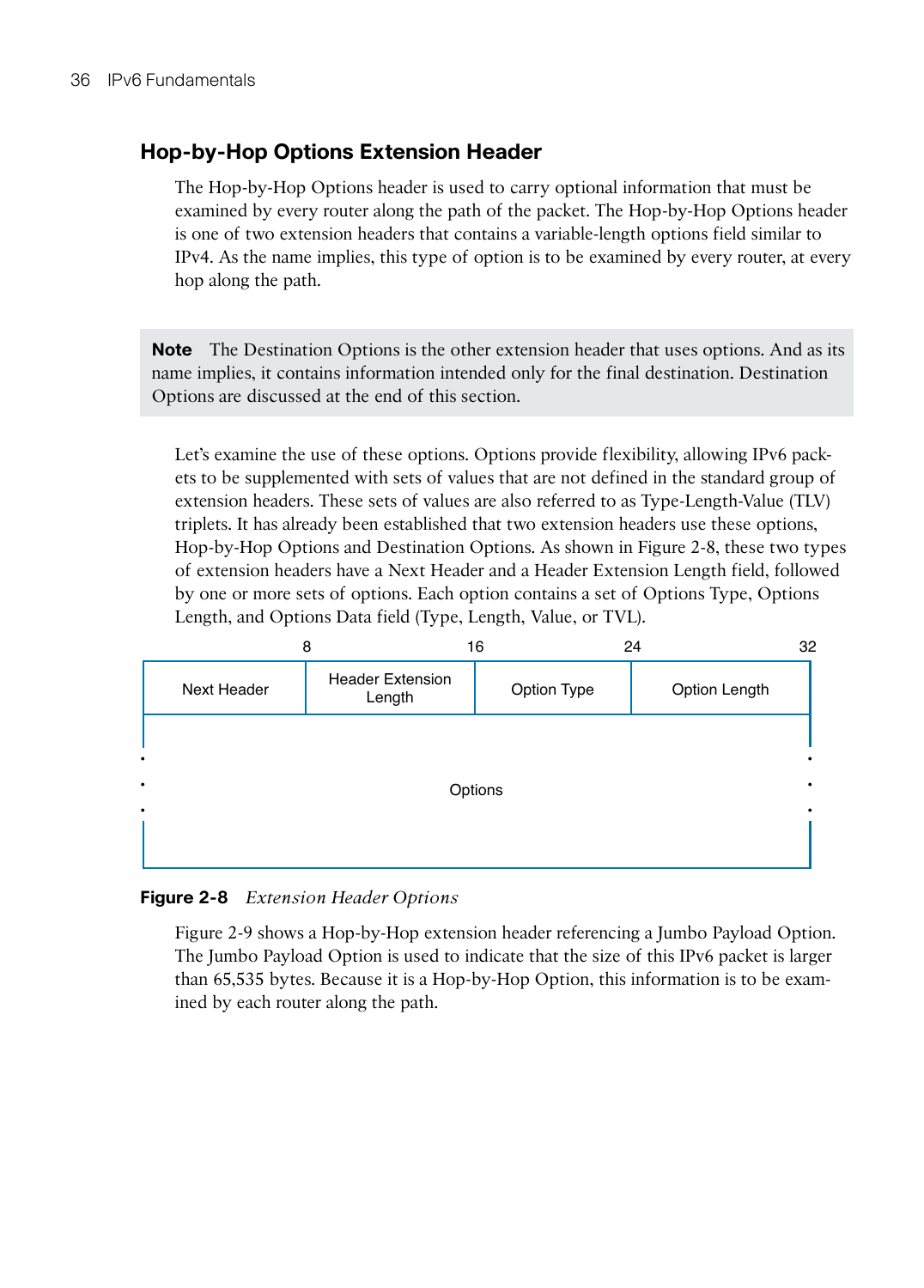### Hop-by-Hop Options Extension Header

The Hop-by-Hop Options header is used to carry optional information that must be examined by every router along the path of the packet. The Hop-by-Hop Options header is one of two extension headers that contains a variable-length options field similar to IPv4. As the name implies, this type of option is to be examined by every router, at every hop along the path.

> **Note** The Destination Options is the other extension header that uses options. And as its name implies, it contains information intended only for the final destination. Destination Options are discussed at the end of this section.

Let's examine the use of these options. Options provide flexibility, allowing IPv6 packets to be supplemented with sets of values that are not defined in the standard group of extension headers. These sets of values are also referred to as Type-Length-Value (TLV) triplets. It has already been established that two extension headers use these options, Hop-by-Hop Options and Destination Options. As shown in Figure 2-8, these two types of extension headers have a Next Header and a Header Extension Length field, followed by one or more sets of options. Each option contains a set of Options Type, Options Length, and Options Data field (Type, Length, Value, or TVL).

| 8 | 16 | 24 | 32 |
|---|---|---|---|
| Next Header | Header Extension Length | Option Type | Option Length |
| Options | | | |

**Figure 2-8** *Extension Header Options*

Figure 2-9 shows a Hop-by-Hop extension header referencing a Jumbo Payload Option. The Jumbo Payload Option is used to indicate that the size of this IPv6 packet is larger than 65,535 bytes. Because it is a Hop-by-Hop Option, this information is to be examined by each router along the path.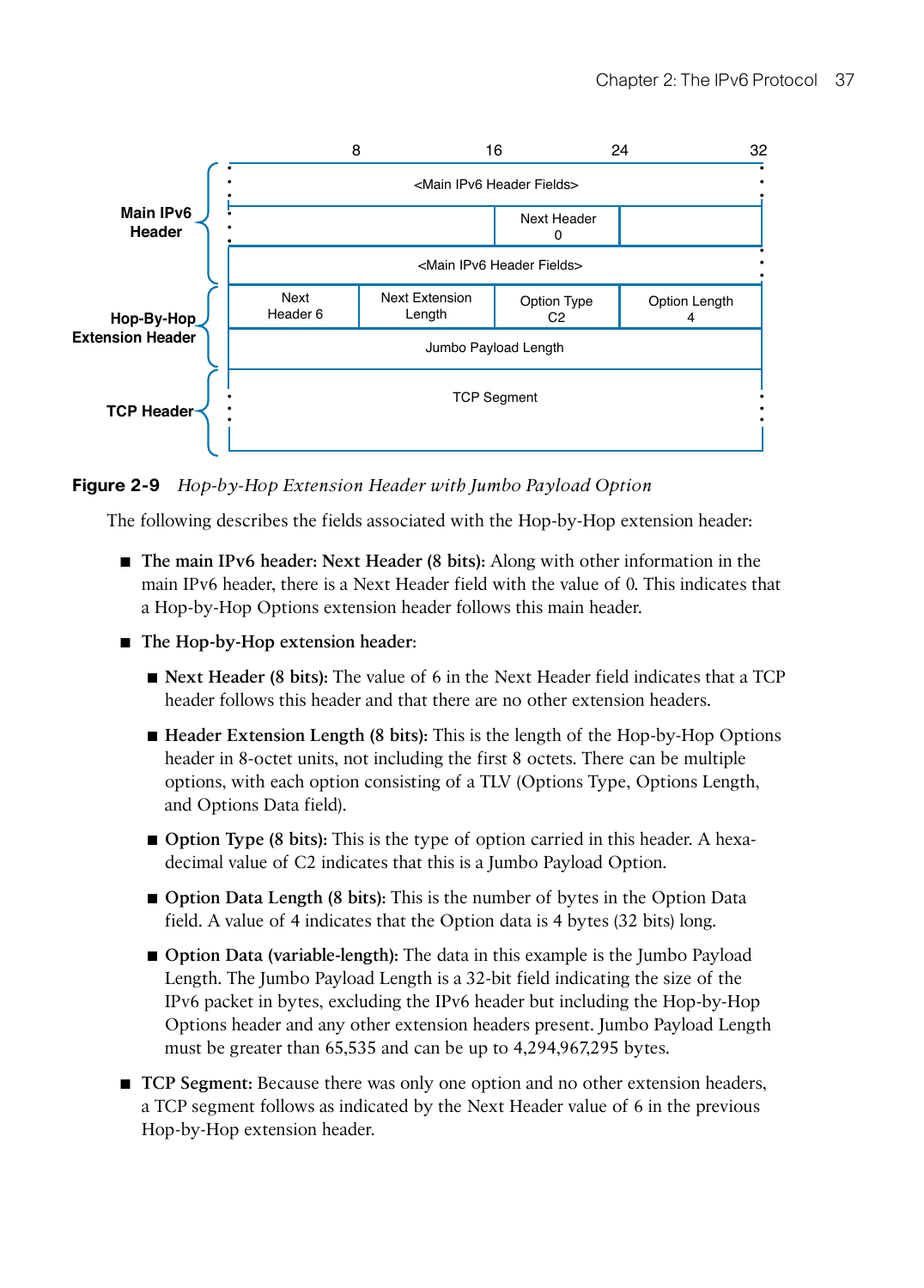| | 8 | 16 | 24 | 32 |
|---|---|---|---|---|
| **Main IPv6 Header** | <Main IPv6 Header Fields> | | | |
| | | | Next Header 0 | |
| | <Main IPv6 Header Fields> | | | |
| **Hop-By-Hop Extension Header** | Next Header 6 | Next Extension Length | Option Type C2 | Option Length 4 |
| | Jumbo Payload Length | | | |
| **TCP Header** | TCP Segment | | | |

**Figure 2-9** *Hop-by-Hop Extension Header with Jumbo Payload Option*

The following describes the fields associated with the Hop-by-Hop extension header:

- **The main IPv6 header: Next Header (8 bits):** Along with other information in the main IPv6 header, there is a Next Header field with the value of 0. This indicates that a Hop-by-Hop Options extension header follows this main header.
- **The Hop-by-Hop extension header:**
  - **Next Header (8 bits):** The value of 6 in the Next Header field indicates that a TCP header follows this header and that there are no other extension headers.
  - **Header Extension Length (8 bits):** This is the length of the Hop-by-Hop Options header in 8-octet units, not including the first 8 octets. There can be multiple options, with each option consisting of a TLV (Options Type, Options Length, and Options Data field).
  - **Option Type (8 bits):** This is the type of option carried in this header. A hexadecimal value of C2 indicates that this is a Jumbo Payload Option.
  - **Option Data Length (8 bits):** This is the number of bytes in the Option Data field. A value of 4 indicates that the Option data is 4 bytes (32 bits) long.
  - **Option Data (variable-length):** The data in this example is the Jumbo Payload Length. The Jumbo Payload Length is a 32-bit field indicating the size of the IPv6 packet in bytes, excluding the IPv6 header but including the Hop-by-Hop Options header and any other extension headers present. Jumbo Payload Length must be greater than 65,535 and can be up to 4,294,967,295 bytes.
- **TCP Segment:** Because there was only one option and no other extension headers, a TCP segment follows as indicated by the Next Header value of 6 in the previous Hop-by-Hop extension header.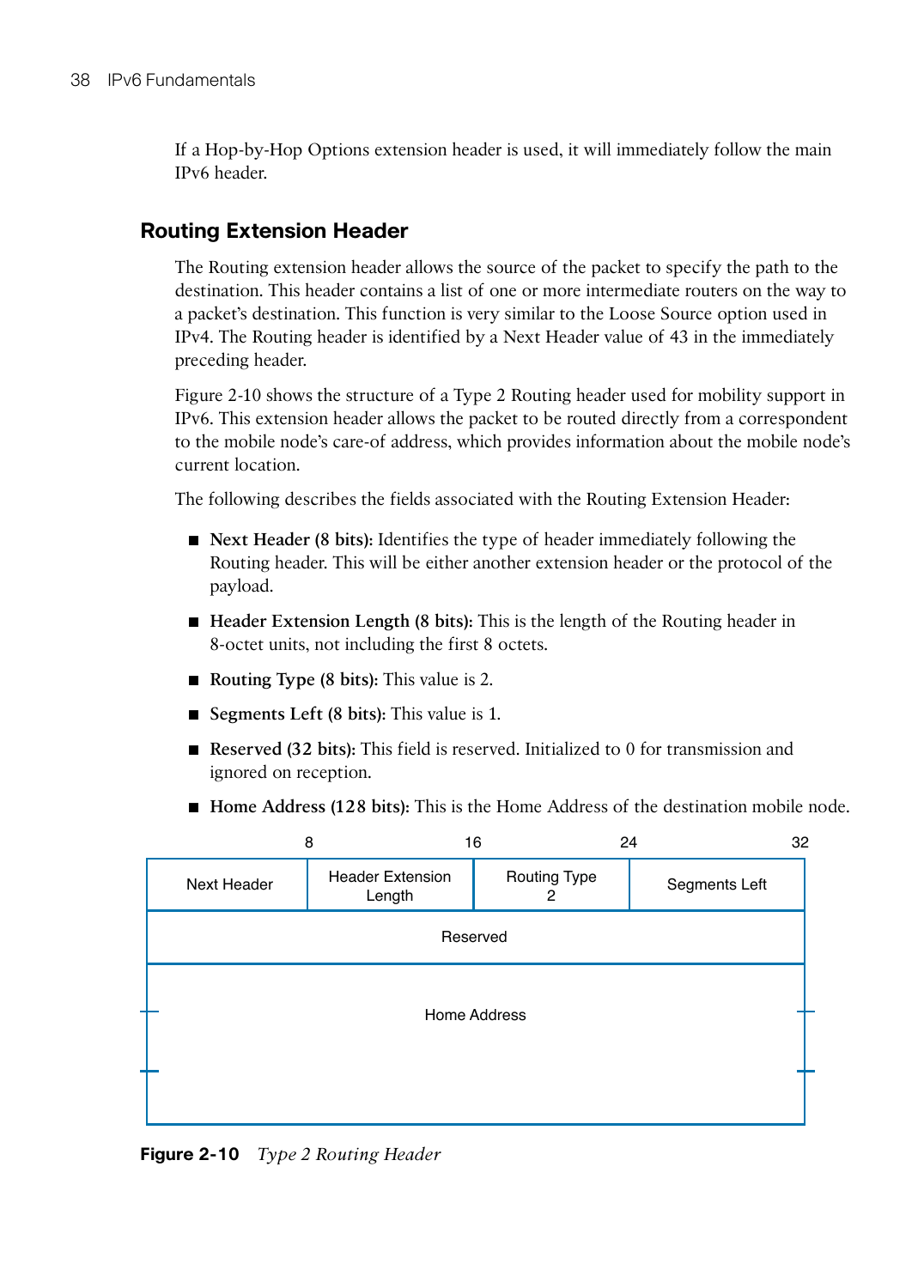If a Hop-by-Hop Options extension header is used, it will immediately follow the main IPv6 header.

## Routing Extension Header

The Routing extension header allows the source of the packet to specify the path to the destination. This header contains a list of one or more intermediate routers on the way to a packet's destination. This function is very similar to the Loose Source option used in IPv4. The Routing header is identified by a Next Header value of 43 in the immediately preceding header.

Figure 2-10 shows the structure of a Type 2 Routing header used for mobility support in IPv6. This extension header allows the packet to be routed directly from a correspondent to the mobile node's care-of address, which provides information about the mobile node's current location.

The following describes the fields associated with the Routing Extension Header:

- **Next Header (8 bits):** Identifies the type of header immediately following the Routing header. This will be either another extension header or the protocol of the payload.
- **Header Extension Length (8 bits):** This is the length of the Routing header in 8-octet units, not including the first 8 octets.
- **Routing Type (8 bits):** This value is 2.
- **Segments Left (8 bits):** This value is 1.
- **Reserved (32 bits):** This field is reserved. Initialized to 0 for transmission and ignored on reception.
- **Home Address (128 bits):** This is the Home Address of the destination mobile node.

| 8 | 16 | 24 | 32 |
|---|---|---|---|
| Next Header | Header Extension Length | Routing Type 2 | Segments Left |
| Reserved | | | |
| Home Address | | | |

**Figure 2-10** *Type 2 Routing Header*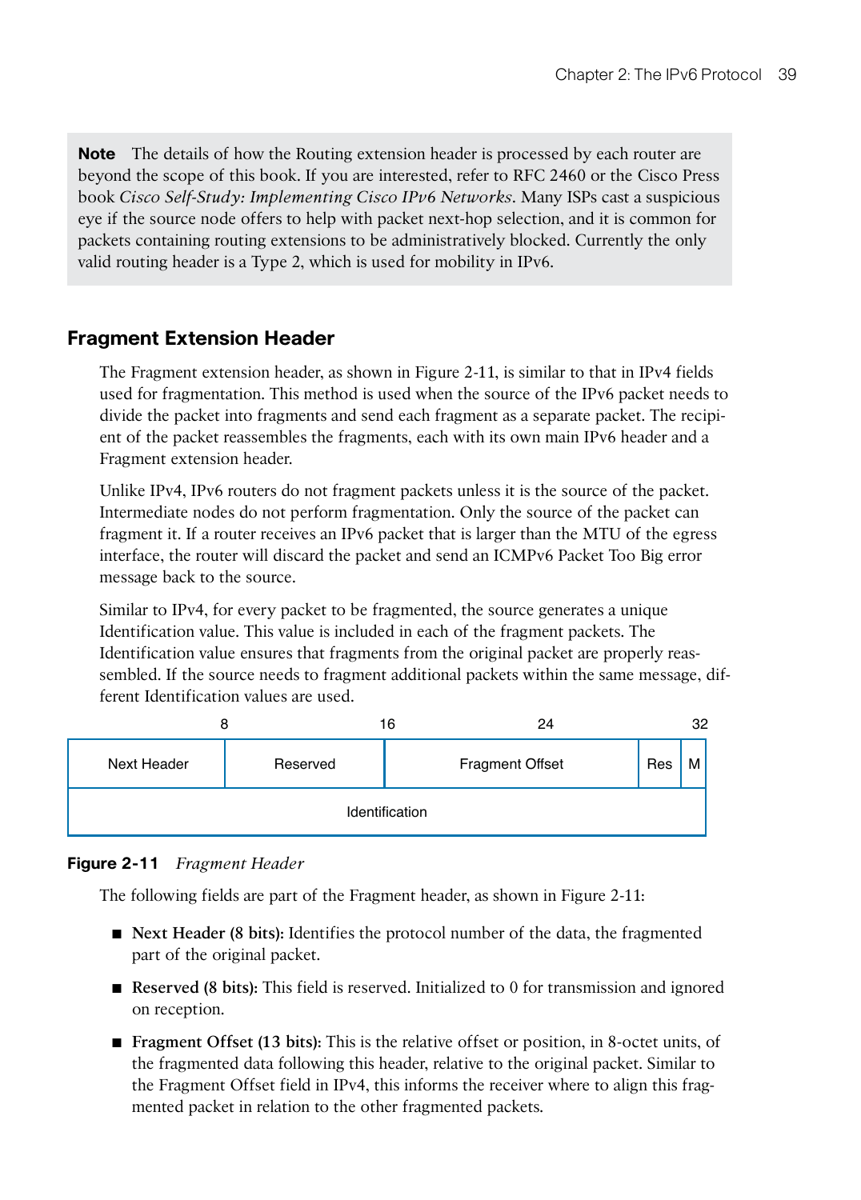**Note** The details of how the Routing extension header is processed by each router are beyond the scope of this book. If you are interested, refer to RFC 2460 or the Cisco Press book *Cisco Self-Study: Implementing Cisco IPv6 Networks*. Many ISPs cast a suspicious eye if the source node offers to help with packet next-hop selection, and it is common for packets containing routing extensions to be administratively blocked. Currently the only valid routing header is a Type 2, which is used for mobility in IPv6.

## Fragment Extension Header

The Fragment extension header, as shown in Figure 2-11, is similar to that in IPv4 fields used for fragmentation. This method is used when the source of the IPv6 packet needs to divide the packet into fragments and send each fragment as a separate packet. The recipient of the packet reassembles the fragments, each with its own main IPv6 header and a Fragment extension header.

Unlike IPv4, IPv6 routers do not fragment packets unless it is the source of the packet. Intermediate nodes do not perform fragmentation. Only the source of the packet can fragment it. If a router receives an IPv6 packet that is larger than the MTU of the egress interface, the router will discard the packet and send an ICMPv6 Packet Too Big error message back to the source.

Similar to IPv4, for every packet to be fragmented, the source generates a unique Identification value. This value is included in each of the fragment packets. The Identification value ensures that fragments from the original packet are properly reassembled. If the source needs to fragment additional packets within the same message, different Identification values are used.

| 8 | 16 | 24 | | 32 |
|---|---|---|---|---|
| Next Header | Reserved | Fragment Offset | Res | M |
| Identification | | | | |

**Figure 2-11** *Fragment Header*

The following fields are part of the Fragment header, as shown in Figure 2-11:

- **Next Header (8 bits):** Identifies the protocol number of the data, the fragmented part of the original packet.
- **Reserved (8 bits):** This field is reserved. Initialized to 0 for transmission and ignored on reception.
- **Fragment Offset (13 bits):** This is the relative offset or position, in 8-octet units, of the fragmented data following this header, relative to the original packet. Similar to the Fragment Offset field in IPv4, this informs the receiver where to align this fragmented packet in relation to the other fragmented packets.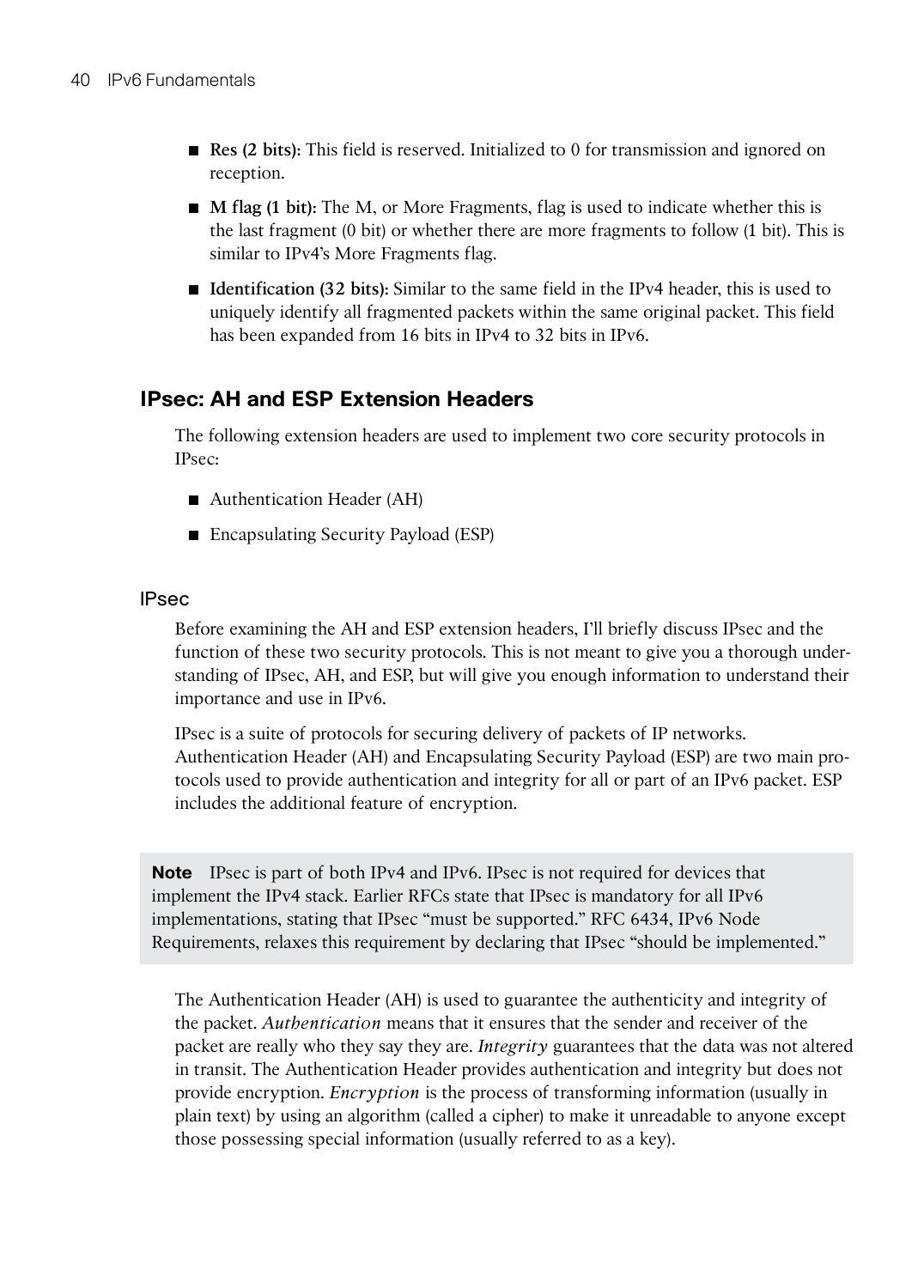- **Res (2 bits):** This field is reserved. Initialized to 0 for transmission and ignored on reception.
- **M flag (1 bit):** The M, or More Fragments, flag is used to indicate whether this is the last fragment (0 bit) or whether there are more fragments to follow (1 bit). This is similar to IPv4's More Fragments flag.
- **Identification (32 bits):** Similar to the same field in the IPv4 header, this is used to uniquely identify all fragmented packets within the same original packet. This field has been expanded from 16 bits in IPv4 to 32 bits in IPv6.

## IPsec: AH and ESP Extension Headers

The following extension headers are used to implement two core security protocols in IPsec:

- Authentication Header (AH)
- Encapsulating Security Payload (ESP)

### IPsec

Before examining the AH and ESP extension headers, I'll briefly discuss IPsec and the function of these two security protocols. This is not meant to give you a thorough understanding of IPsec, AH, and ESP, but will give you enough information to understand their importance and use in IPv6.

IPsec is a suite of protocols for securing delivery of packets of IP networks. Authentication Header (AH) and Encapsulating Security Payload (ESP) are two main protocols used to provide authentication and integrity for all or part of an IPv6 packet. ESP includes the additional feature of encryption.

> **Note** IPsec is part of both IPv4 and IPv6. IPsec is not required for devices that implement the IPv4 stack. Earlier RFCs state that IPsec is mandatory for all IPv6 implementations, stating that IPsec "must be supported." RFC 6434, IPv6 Node Requirements, relaxes this requirement by declaring that IPsec "should be implemented."

The Authentication Header (AH) is used to guarantee the authenticity and integrity of the packet. *Authentication* means that it ensures that the sender and receiver of the packet are really who they say they are. *Integrity* guarantees that the data was not altered in transit. The Authentication Header provides authentication and integrity but does not provide encryption. *Encryption* is the process of transforming information (usually in plain text) by using an algorithm (called a cipher) to make it unreadable to anyone except those possessing special information (usually referred to as a key).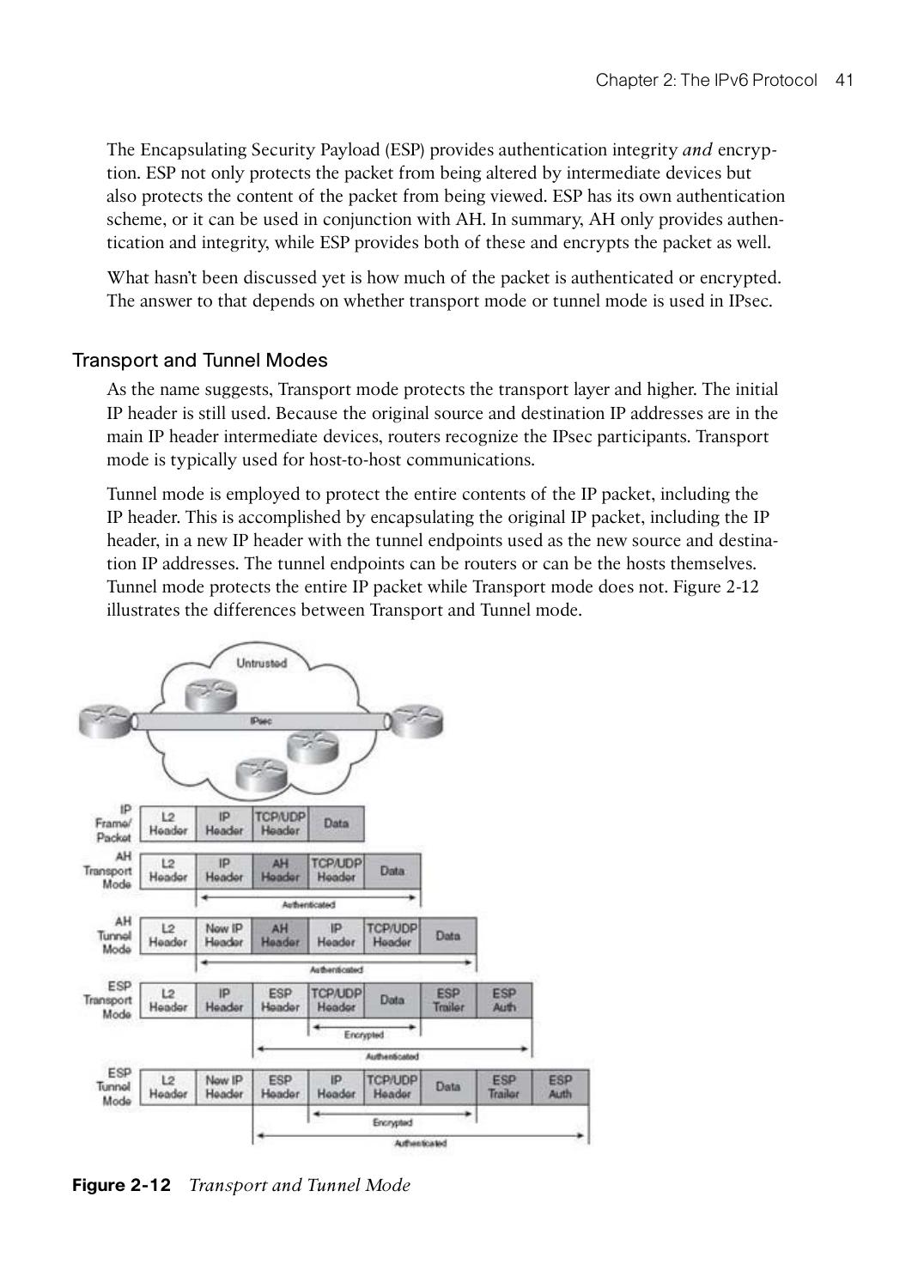The Encapsulating Security Payload (ESP) provides authentication integrity *and* encryption. ESP not only protects the packet from being altered by intermediate devices but also protects the content of the packet from being viewed. ESP has its own authentication scheme, or it can be used in conjunction with AH. In summary, AH only provides authentication and integrity, while ESP provides both of these and encrypts the packet as well.

What hasn't been discussed yet is how much of the packet is authenticated or encrypted. The answer to that depends on whether transport mode or tunnel mode is used in IPsec.

## Transport and Tunnel Modes

As the name suggests, Transport mode protects the transport layer and higher. The initial IP header is still used. Because the original source and destination IP addresses are in the main IP header intermediate devices, routers recognize the IPsec participants. Transport mode is typically used for host-to-host communications.

Tunnel mode is employed to protect the entire contents of the IP packet, including the IP header. This is accomplished by encapsulating the original IP packet, including the IP header, in a new IP header with the tunnel endpoints used as the new source and destination IP addresses. The tunnel endpoints can be routers or can be the hosts themselves. Tunnel mode protects the entire IP packet while Transport mode does not. Figure 2-12 illustrates the differences between Transport and Tunnel mode.

**Figure 2-12** *Transport and Tunnel Mode*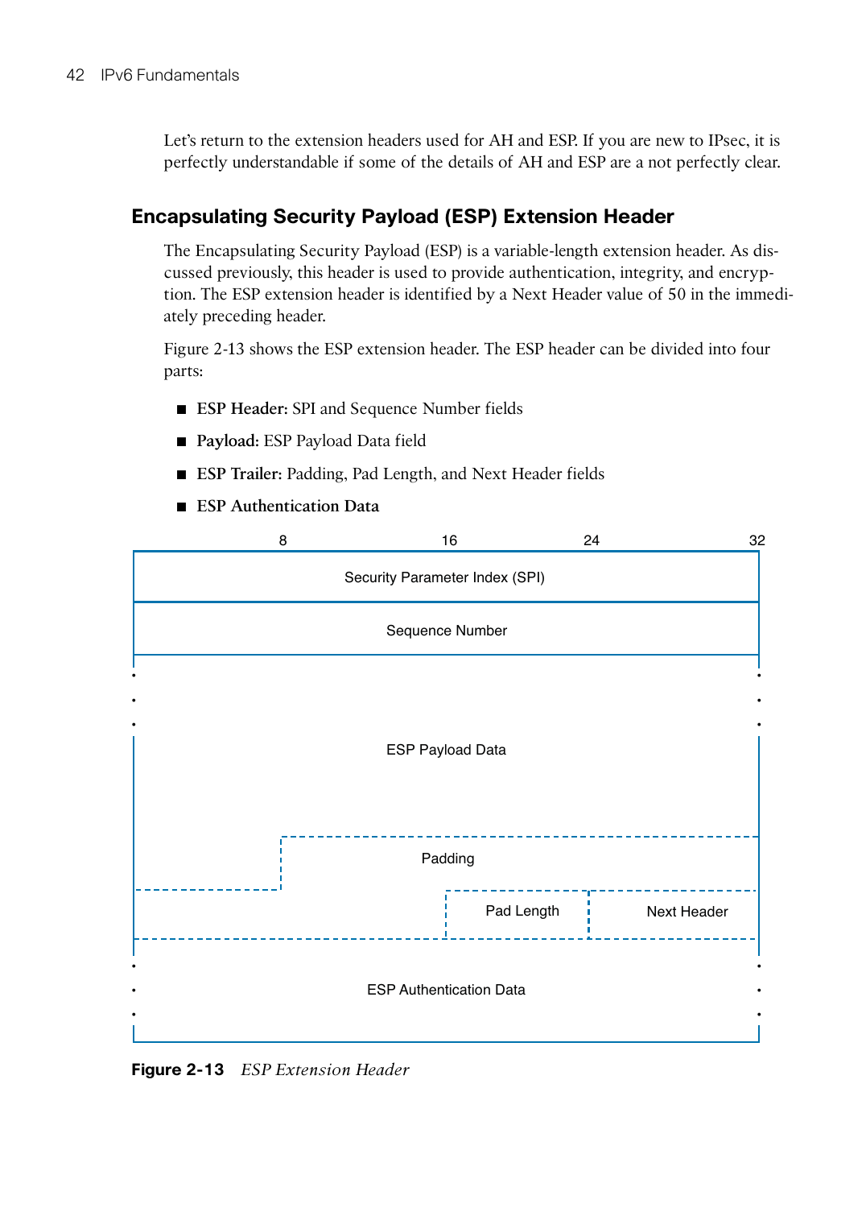Let's return to the extension headers used for AH and ESP. If you are new to IPsec, it is perfectly understandable if some of the details of AH and ESP are a not perfectly clear.

## Encapsulating Security Payload (ESP) Extension Header

The Encapsulating Security Payload (ESP) is a variable-length extension header. As discussed previously, this header is used to provide authentication, integrity, and encryption. The ESP extension header is identified by a Next Header value of 50 in the immediately preceding header.

Figure 2-13 shows the ESP extension header. The ESP header can be divided into four parts:

- **ESP Header:** SPI and Sequence Number fields
- **Payload:** ESP Payload Data field
- **ESP Trailer:** Padding, Pad Length, and Next Header fields
- **ESP Authentication Data**

| 8 | 16 | 24 | 32 |
|---|---|---|---|
| Security Parameter Index (SPI) | | | |
| Sequence Number | | | |
| ESP Payload Data | | | |
| | Padding | | |
| | | Pad Length | Next Header |
| ESP Authentication Data | | | |

**Figure 2-13** *ESP Extension Header*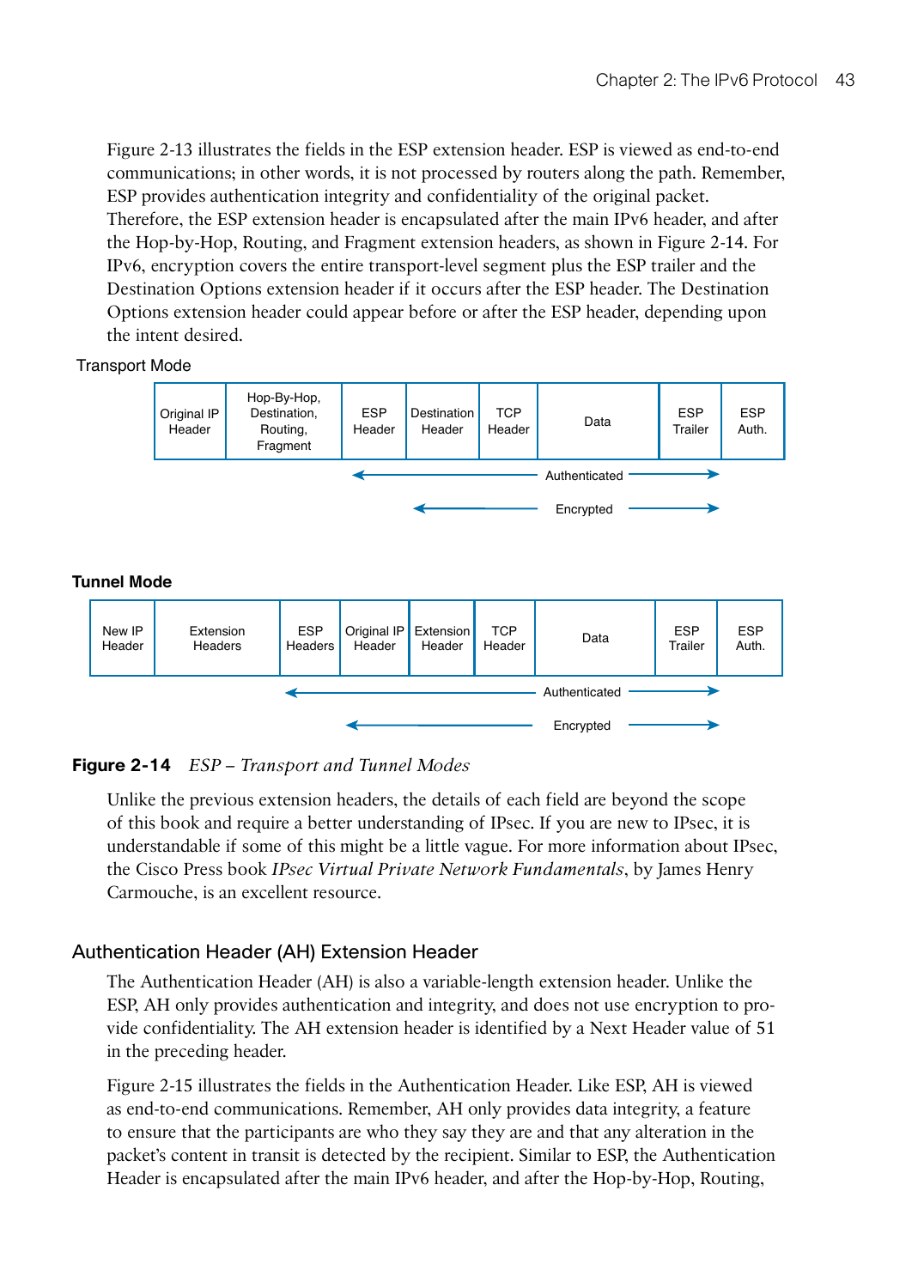Figure 2-13 illustrates the fields in the ESP extension header. ESP is viewed as end-to-end communications; in other words, it is not processed by routers along the path. Remember, ESP provides authentication integrity and confidentiality of the original packet. Therefore, the ESP extension header is encapsulated after the main IPv6 header, and after the Hop-by-Hop, Routing, and Fragment extension headers, as shown in Figure 2-14. For IPv6, encryption covers the entire transport-level segment plus the ESP trailer and the Destination Options extension header if it occurs after the ESP header. The Destination Options extension header could appear before or after the ESP header, depending upon the intent desired.

Transport Mode

| Original IP Header | Hop-By-Hop, Destination, Routing, Fragment | ESP Header | Destination Header | TCP Header | Data | ESP Trailer | ESP Auth. |
|---|---|---|---|---|---|---|---|

Authenticated: ESP Header through ESP Trailer

Encrypted: Destination Header through ESP Trailer

**Tunnel Mode**

| New IP Header | Extension Headers | ESP Headers | Original IP Header | Extension Header | TCP Header | Data | ESP Trailer | ESP Auth. |
|---|---|---|---|---|---|---|---|---|

Authenticated: ESP Headers through ESP Trailer

Encrypted: Original IP Header through ESP Trailer

**Figure 2-14** *ESP – Transport and Tunnel Modes*

Unlike the previous extension headers, the details of each field are beyond the scope of this book and require a better understanding of IPsec. If you are new to IPsec, it is understandable if some of this might be a little vague. For more information about IPsec, the Cisco Press book *IPsec Virtual Private Network Fundamentals*, by James Henry Carmouche, is an excellent resource.

## Authentication Header (AH) Extension Header

The Authentication Header (AH) is also a variable-length extension header. Unlike the ESP, AH only provides authentication and integrity, and does not use encryption to provide confidentiality. The AH extension header is identified by a Next Header value of 51 in the preceding header.

Figure 2-15 illustrates the fields in the Authentication Header. Like ESP, AH is viewed as end-to-end communications. Remember, AH only provides data integrity, a feature to ensure that the participants are who they say they are and that any alteration in the packet's content in transit is detected by the recipient. Similar to ESP, the Authentication Header is encapsulated after the main IPv6 header, and after the Hop-by-Hop, Routing,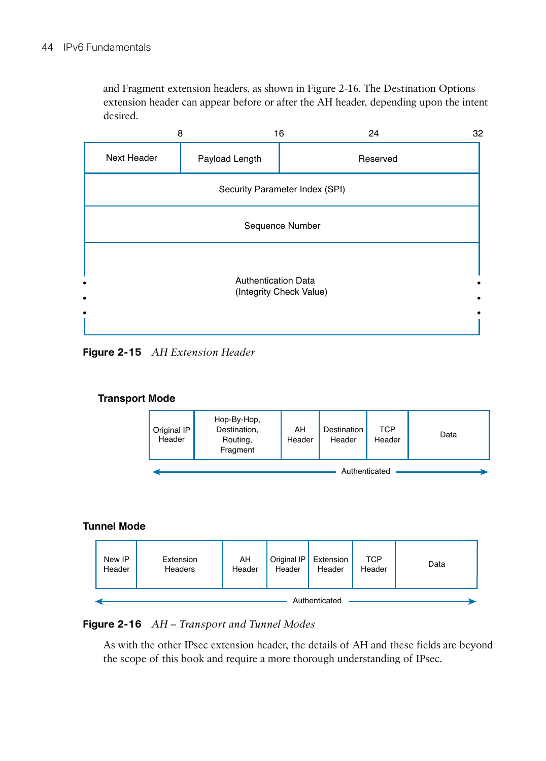and Fragment extension headers, as shown in Figure 2-16. The Destination Options extension header can appear before or after the AH header, depending upon the intent desired.

| 8 | 16 | 24 | 32 |
|---|---|---|---|
| Next Header | Payload Length | Reserved | |
| Security Parameter Index (SPI) | | | |
| Sequence Number | | | |
| Authentication Data (Integrity Check Value) ... | | | |

**Figure 2-15** *AH Extension Header*

**Transport Mode**

| Original IP Header | Hop-By-Hop, Destination, Routing, Fragment | AH Header | Destination Header | TCP Header | Data |
|---|---|---|---|---|---|

← Authenticated →

**Tunnel Mode**

| New IP Header | Extension Headers | AH Header | Original IP Header | Extension Header | TCP Header | Data |
|---|---|---|---|---|---|---|

← Authenticated →

**Figure 2-16** *AH – Transport and Tunnel Modes*

As with the other IPsec extension header, the details of AH and these fields are beyond the scope of this book and require a more thorough understanding of IPsec.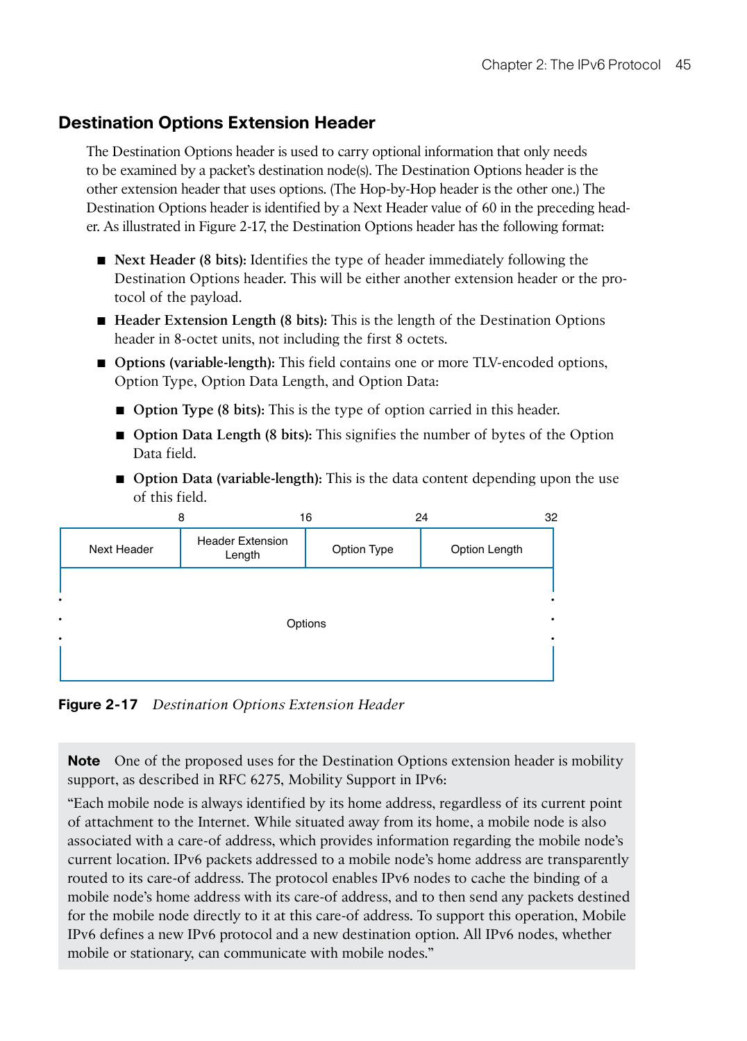## Destination Options Extension Header

The Destination Options header is used to carry optional information that only needs to be examined by a packet's destination node(s). The Destination Options header is the other extension header that uses options. (The Hop-by-Hop header is the other one.) The Destination Options header is identified by a Next Header value of 60 in the preceding header. As illustrated in Figure 2-17, the Destination Options header has the following format:

- **Next Header (8 bits):** Identifies the type of header immediately following the Destination Options header. This will be either another extension header or the protocol of the payload.
- **Header Extension Length (8 bits):** This is the length of the Destination Options header in 8-octet units, not including the first 8 octets.
- **Options (variable-length):** This field contains one or more TLV-encoded options, Option Type, Option Data Length, and Option Data:
  - **Option Type (8 bits):** This is the type of option carried in this header.
  - **Option Data Length (8 bits):** This signifies the number of bytes of the Option Data field.
  - **Option Data (variable-length):** This is the data content depending upon the use of this field.

| 8 | 16 | 24 | 32 |
|---|---|---|---|
| Next Header | Header Extension Length | Option Type | Option Length |
| Options | | | |

**Figure 2-17** *Destination Options Extension Header*

> **Note** One of the proposed uses for the Destination Options extension header is mobility support, as described in RFC 6275, Mobility Support in IPv6:
>
> "Each mobile node is always identified by its home address, regardless of its current point of attachment to the Internet. While situated away from its home, a mobile node is also associated with a care-of address, which provides information regarding the mobile node's current location. IPv6 packets addressed to a mobile node's home address are transparently routed to its care-of address. The protocol enables IPv6 nodes to cache the binding of a mobile node's home address with its care-of address, and to then send any packets destined for the mobile node directly to it at this care-of address. To support this operation, Mobile IPv6 defines a new IPv6 protocol and a new destination option. All IPv6 nodes, whether mobile or stationary, can communicate with mobile nodes."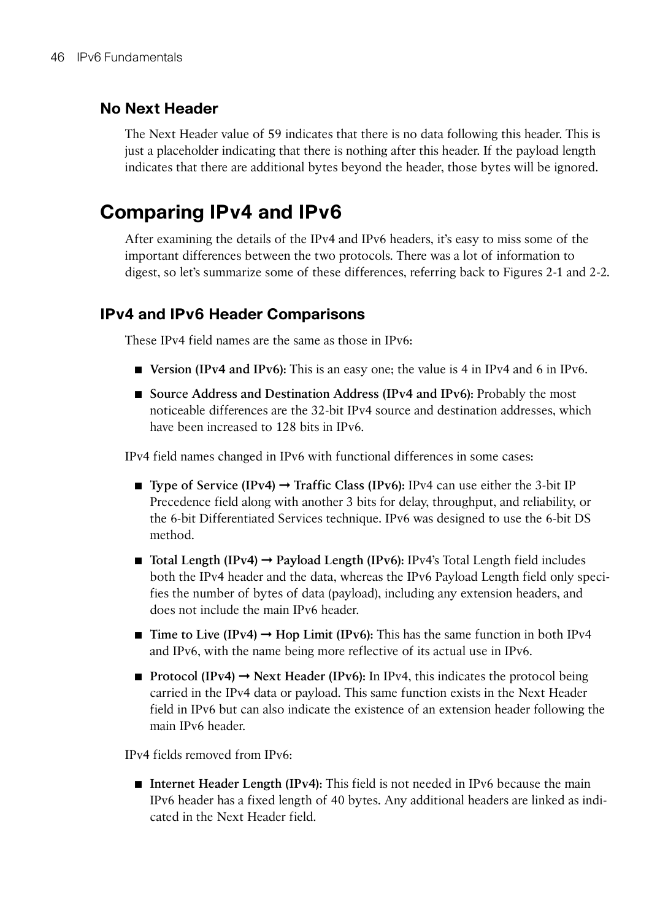### No Next Header

The Next Header value of 59 indicates that there is no data following this header. This is just a placeholder indicating that there is nothing after this header. If the payload length indicates that there are additional bytes beyond the header, those bytes will be ignored.

## Comparing IPv4 and IPv6

After examining the details of the IPv4 and IPv6 headers, it's easy to miss some of the important differences between the two protocols. There was a lot of information to digest, so let's summarize some of these differences, referring back to Figures 2-1 and 2-2.

### IPv4 and IPv6 Header Comparisons

These IPv4 field names are the same as those in IPv6:

- **Version (IPv4 and IPv6):** This is an easy one; the value is 4 in IPv4 and 6 in IPv6.
- **Source Address and Destination Address (IPv4 and IPv6):** Probably the most noticeable differences are the 32-bit IPv4 source and destination addresses, which have been increased to 128 bits in IPv6.

IPv4 field names changed in IPv6 with functional differences in some cases:

- **Type of Service (IPv4) → Traffic Class (IPv6):** IPv4 can use either the 3-bit IP Precedence field along with another 3 bits for delay, throughput, and reliability, or the 6-bit Differentiated Services technique. IPv6 was designed to use the 6-bit DS method.
- **Total Length (IPv4) → Payload Length (IPv6):** IPv4's Total Length field includes both the IPv4 header and the data, whereas the IPv6 Payload Length field only specifies the number of bytes of data (payload), including any extension headers, and does not include the main IPv6 header.
- **Time to Live (IPv4) → Hop Limit (IPv6):** This has the same function in both IPv4 and IPv6, with the name being more reflective of its actual use in IPv6.
- **Protocol (IPv4) → Next Header (IPv6):** In IPv4, this indicates the protocol being carried in the IPv4 data or payload. This same function exists in the Next Header field in IPv6 but can also indicate the existence of an extension header following the main IPv6 header.

IPv4 fields removed from IPv6:

- **Internet Header Length (IPv4):** This field is not needed in IPv6 because the main IPv6 header has a fixed length of 40 bytes. Any additional headers are linked as indicated in the Next Header field.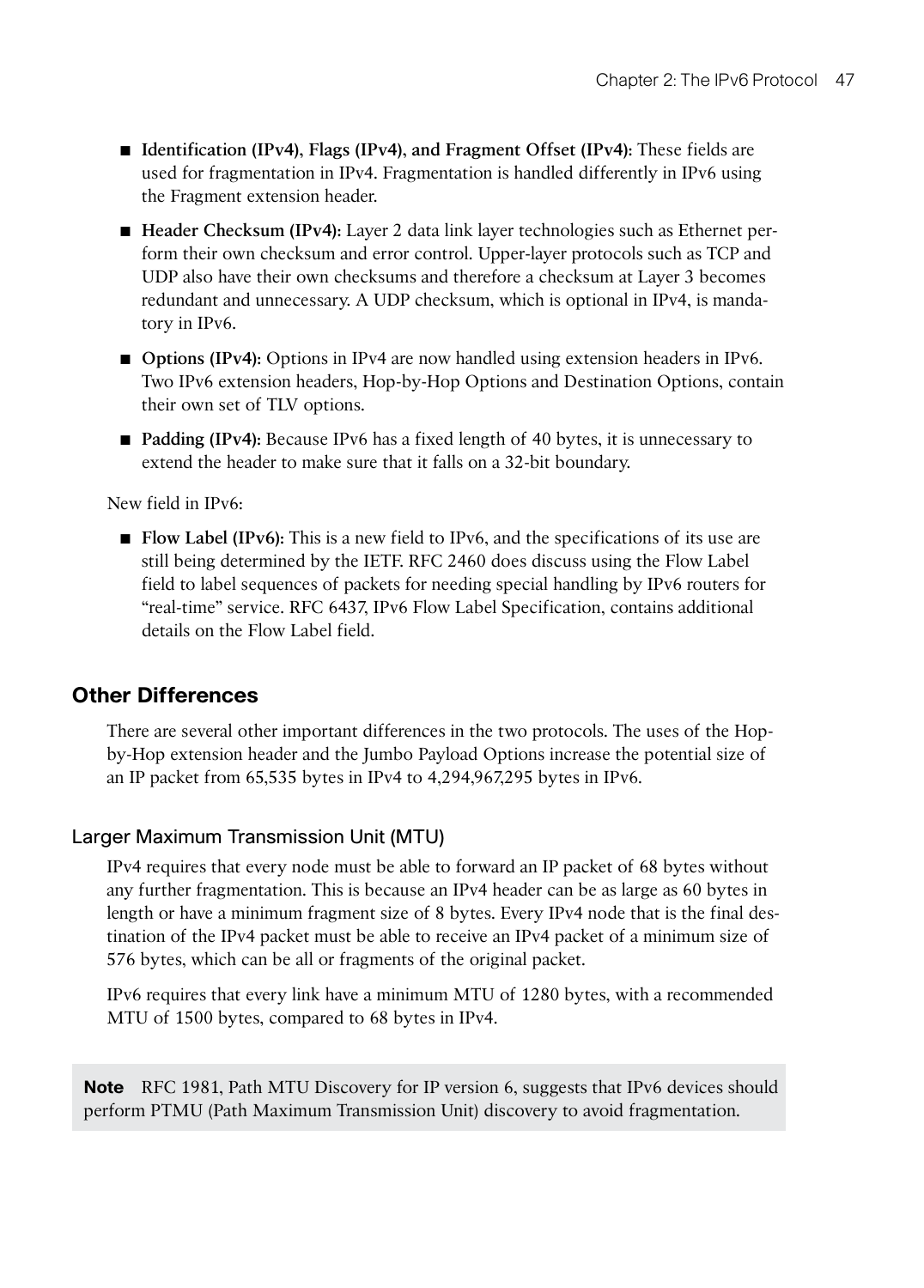- **Identification (IPv4), Flags (IPv4), and Fragment Offset (IPv4):** These fields are used for fragmentation in IPv4. Fragmentation is handled differently in IPv6 using the Fragment extension header.
- **Header Checksum (IPv4):** Layer 2 data link layer technologies such as Ethernet perform their own checksum and error control. Upper-layer protocols such as TCP and UDP also have their own checksums and therefore a checksum at Layer 3 becomes redundant and unnecessary. A UDP checksum, which is optional in IPv4, is mandatory in IPv6.
- **Options (IPv4):** Options in IPv4 are now handled using extension headers in IPv6. Two IPv6 extension headers, Hop-by-Hop Options and Destination Options, contain their own set of TLV options.
- **Padding (IPv4):** Because IPv6 has a fixed length of 40 bytes, it is unnecessary to extend the header to make sure that it falls on a 32-bit boundary.

New field in IPv6:

- **Flow Label (IPv6):** This is a new field to IPv6, and the specifications of its use are still being determined by the IETF. RFC 2460 does discuss using the Flow Label field to label sequences of packets for needing special handling by IPv6 routers for "real-time" service. RFC 6437, IPv6 Flow Label Specification, contains additional details on the Flow Label field.

## Other Differences

There are several other important differences in the two protocols. The uses of the Hop-by-Hop extension header and the Jumbo Payload Options increase the potential size of an IP packet from 65,535 bytes in IPv4 to 4,294,967,295 bytes in IPv6.

### Larger Maximum Transmission Unit (MTU)

IPv4 requires that every node must be able to forward an IP packet of 68 bytes without any further fragmentation. This is because an IPv4 header can be as large as 60 bytes in length or have a minimum fragment size of 8 bytes. Every IPv4 node that is the final destination of the IPv4 packet must be able to receive an IPv4 packet of a minimum size of 576 bytes, which can be all or fragments of the original packet.

IPv6 requires that every link have a minimum MTU of 1280 bytes, with a recommended MTU of 1500 bytes, compared to 68 bytes in IPv4.

**Note** RFC 1981, Path MTU Discovery for IP version 6, suggests that IPv6 devices should perform PTMU (Path Maximum Transmission Unit) discovery to avoid fragmentation.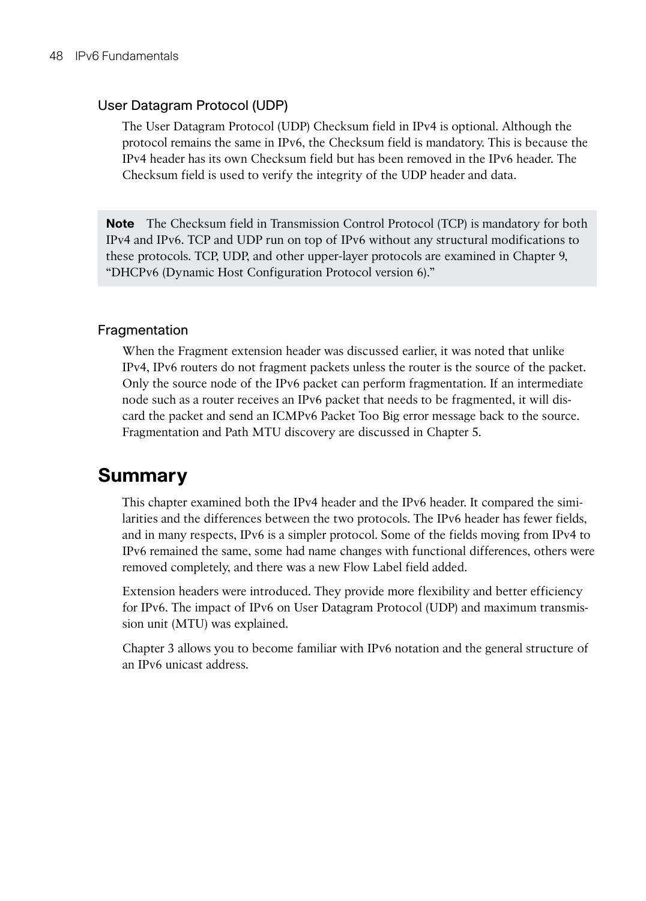### User Datagram Protocol (UDP)

The User Datagram Protocol (UDP) Checksum field in IPv4 is optional. Although the protocol remains the same in IPv6, the Checksum field is mandatory. This is because the IPv4 header has its own Checksum field but has been removed in the IPv6 header. The Checksum field is used to verify the integrity of the UDP header and data.

> **Note** The Checksum field in Transmission Control Protocol (TCP) is mandatory for both IPv4 and IPv6. TCP and UDP run on top of IPv6 without any structural modifications to these protocols. TCP, UDP, and other upper-layer protocols are examined in Chapter 9, "DHCPv6 (Dynamic Host Configuration Protocol version 6)."

### Fragmentation

When the Fragment extension header was discussed earlier, it was noted that unlike IPv4, IPv6 routers do not fragment packets unless the router is the source of the packet. Only the source node of the IPv6 packet can perform fragmentation. If an intermediate node such as a router receives an IPv6 packet that needs to be fragmented, it will discard the packet and send an ICMPv6 Packet Too Big error message back to the source. Fragmentation and Path MTU discovery are discussed in Chapter 5.

## Summary

This chapter examined both the IPv4 header and the IPv6 header. It compared the similarities and the differences between the two protocols. The IPv6 header has fewer fields, and in many respects, IPv6 is a simpler protocol. Some of the fields moving from IPv4 to IPv6 remained the same, some had name changes with functional differences, others were removed completely, and there was a new Flow Label field added.

Extension headers were introduced. They provide more flexibility and better efficiency for IPv6. The impact of IPv6 on User Datagram Protocol (UDP) and maximum transmission unit (MTU) was explained.

Chapter 3 allows you to become familiar with IPv6 notation and the general structure of an IPv6 unicast address.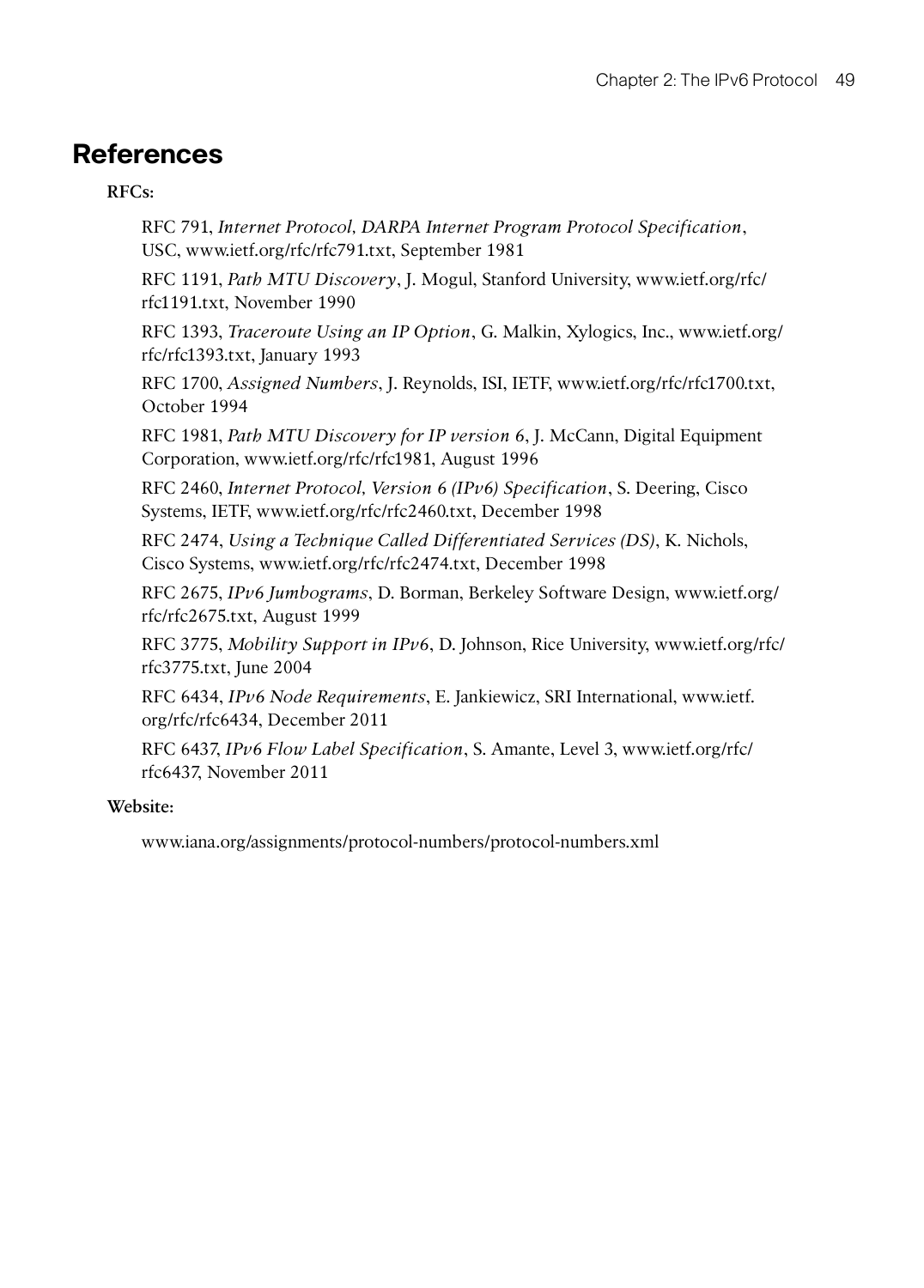## References

**RFCs:**

RFC 791, *Internet Protocol, DARPA Internet Program Protocol Specification*, USC, www.ietf.org/rfc/rfc791.txt, September 1981

RFC 1191, *Path MTU Discovery*, J. Mogul, Stanford University, www.ietf.org/rfc/rfc1191.txt, November 1990

RFC 1393, *Traceroute Using an IP Option*, G. Malkin, Xylogics, Inc., www.ietf.org/rfc/rfc1393.txt, January 1993

RFC 1700, *Assigned Numbers*, J. Reynolds, ISI, IETF, www.ietf.org/rfc/rfc1700.txt, October 1994

RFC 1981, *Path MTU Discovery for IP version 6*, J. McCann, Digital Equipment Corporation, www.ietf.org/rfc/rfc1981, August 1996

RFC 2460, *Internet Protocol, Version 6 (IPv6) Specification*, S. Deering, Cisco Systems, IETF, www.ietf.org/rfc/rfc2460.txt, December 1998

RFC 2474, *Using a Technique Called Differentiated Services (DS)*, K. Nichols, Cisco Systems, www.ietf.org/rfc/rfc2474.txt, December 1998

RFC 2675, *IPv6 Jumbograms*, D. Borman, Berkeley Software Design, www.ietf.org/rfc/rfc2675.txt, August 1999

RFC 3775, *Mobility Support in IPv6*, D. Johnson, Rice University, www.ietf.org/rfc/rfc3775.txt, June 2004

RFC 6434, *IPv6 Node Requirements*, E. Jankiewicz, SRI International, www.ietf.org/rfc/rfc6434, December 2011

RFC 6437, *IPv6 Flow Label Specification*, S. Amante, Level 3, www.ietf.org/rfc/rfc6437, November 2011

**Website:**

www.iana.org/assignments/protocol-numbers/protocol-numbers.xml